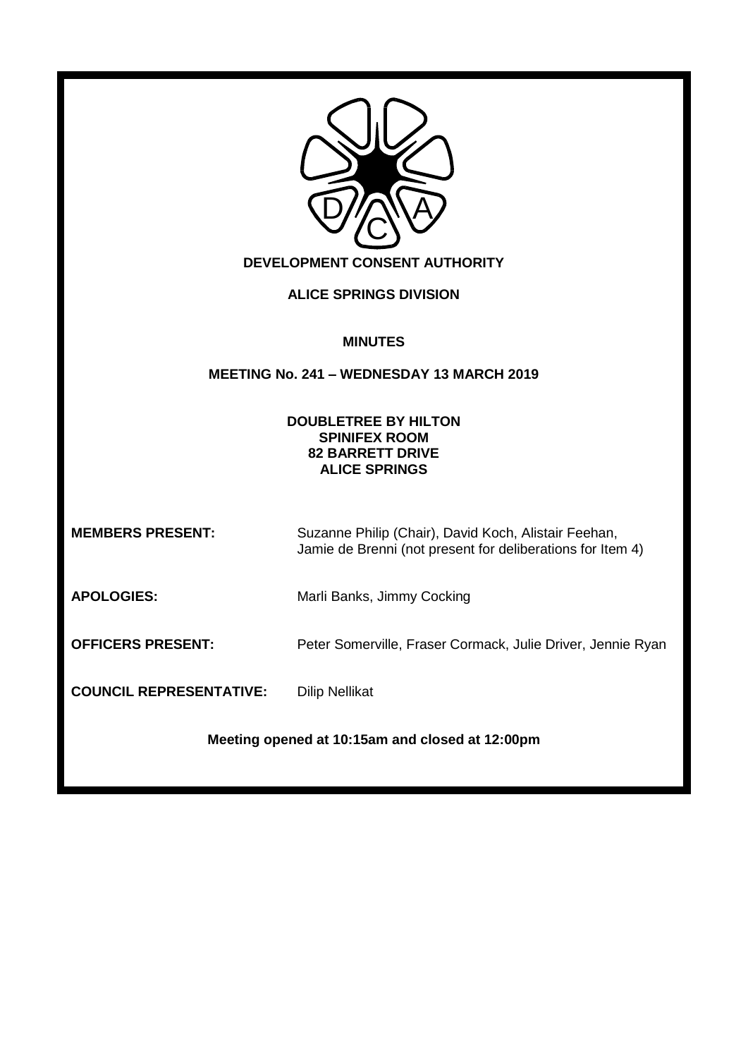# DEVELOPMENT CONSENT AUTHORITY

## ALICE SPRINGS DIVISION

### MINUTES

### MEETING No. 241 – WEDNESDAY 13 MARCH 2019

**DOUBLETREE BY HILTON**
**SPINIFEX ROOM**
**82 BARRETT DRIVE**
**ALICE SPRINGS**

**MEMBERS PRESENT:** Suzanne Philip (Chair), David Koch, Alistair Feehan, Jamie de Brenni (not present for deliberations for Item 4)

**APOLOGIES:** Marli Banks, Jimmy Cocking

**OFFICERS PRESENT:** Peter Somerville, Fraser Cormack, Julie Driver, Jennie Ryan

**COUNCIL REPRESENTATIVE:** Dilip Nellikat

**Meeting opened at 10:15am and closed at 12:00pm**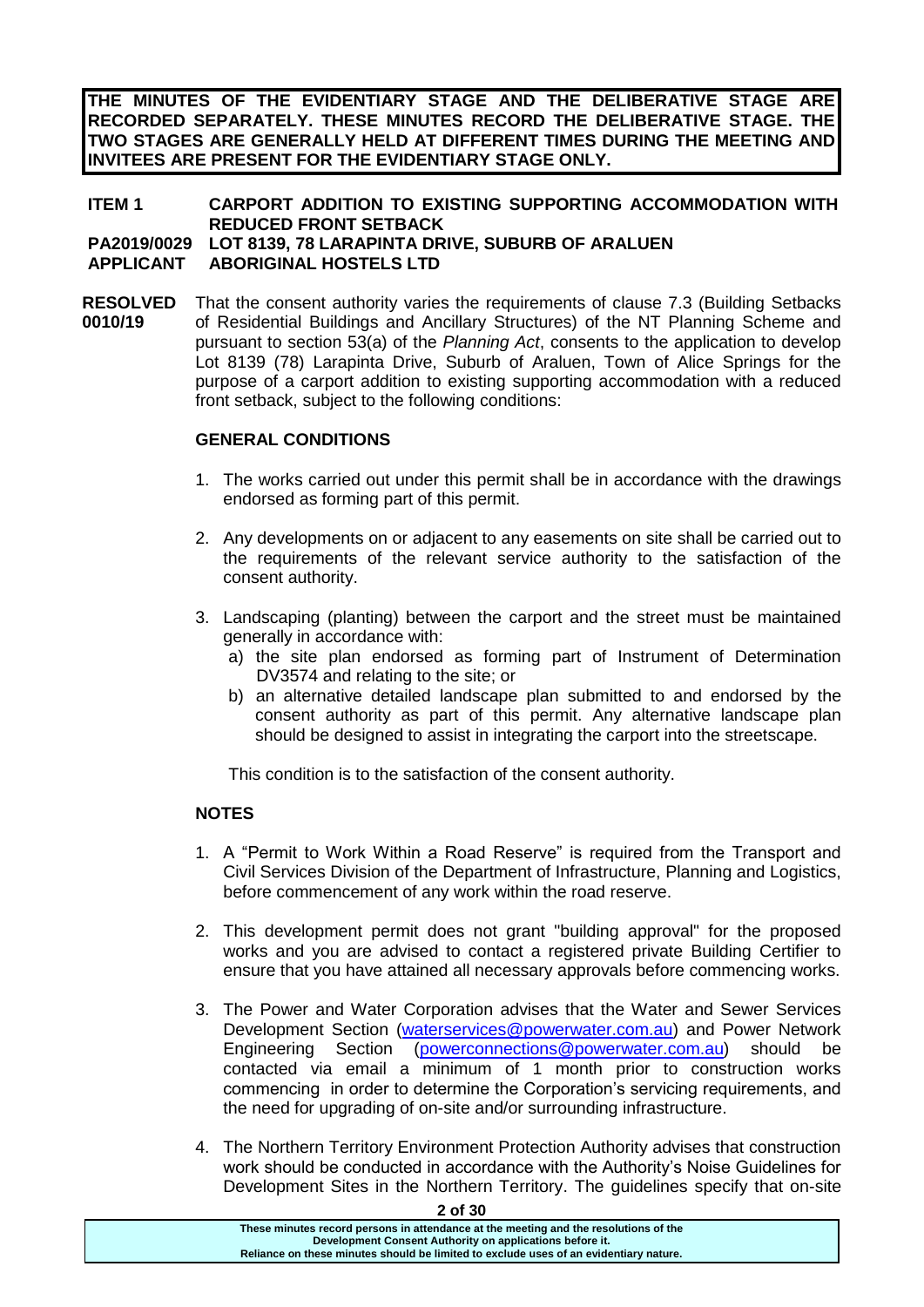**THE MINUTES OF THE EVIDENTIARY STAGE AND THE DELIBERATIVE STAGE ARE RECORDED SEPARATELY. THESE MINUTES RECORD THE DELIBERATIVE STAGE. THE TWO STAGES ARE GENERALLY HELD AT DIFFERENT TIMES DURING THE MEETING AND INVITEES ARE PRESENT FOR THE EVIDENTIARY STAGE ONLY.**

**ITEM 1** **CARPORT ADDITION TO EXISTING SUPPORTING ACCOMMODATION WITH REDUCED FRONT SETBACK**
**PA2019/0029** **LOT 8139, 78 LARAPINTA DRIVE, SUBURB OF ARALUEN**
**APPLICANT** **ABORIGINAL HOSTELS LTD**

**RESOLVED 0010/19** That the consent authority varies the requirements of clause 7.3 (Building Setbacks of Residential Buildings and Ancillary Structures) of the NT Planning Scheme and pursuant to section 53(a) of the *Planning Act*, consents to the application to develop Lot 8139 (78) Larapinta Drive, Suburb of Araluen, Town of Alice Springs for the purpose of a carport addition to existing supporting accommodation with a reduced front setback, subject to the following conditions:

**GENERAL CONDITIONS**

1. The works carried out under this permit shall be in accordance with the drawings endorsed as forming part of this permit.
2. Any developments on or adjacent to any easements on site shall be carried out to the requirements of the relevant service authority to the satisfaction of the consent authority.
3. Landscaping (planting) between the carport and the street must be maintained generally in accordance with:
   a) the site plan endorsed as forming part of Instrument of Determination DV3574 and relating to the site; or
   b) an alternative detailed landscape plan submitted to and endorsed by the consent authority as part of this permit. Any alternative landscape plan should be designed to assist in integrating the carport into the streetscape.

   This condition is to the satisfaction of the consent authority.

**NOTES**

1. A "Permit to Work Within a Road Reserve" is required from the Transport and Civil Services Division of the Department of Infrastructure, Planning and Logistics, before commencement of any work within the road reserve.
2. This development permit does not grant "building approval" for the proposed works and you are advised to contact a registered private Building Certifier to ensure that you have attained all necessary approvals before commencing works.
3. The Power and Water Corporation advises that the Water and Sewer Services Development Section (waterservices@powerwater.com.au) and Power Network Engineering Section (powerconnections@powerwater.com.au) should be contacted via email a minimum of 1 month prior to construction works commencing in order to determine the Corporation's servicing requirements, and the need for upgrading of on-site and/or surrounding infrastructure.
4. The Northern Territory Environment Protection Authority advises that construction work should be conducted in accordance with the Authority's Noise Guidelines for Development Sites in the Northern Territory. The guidelines specify that on-site

These minutes record persons in attendance at the meeting and the resolutions of the Development Consent Authority on applications before it.
Reliance on these minutes should be limited to exclude uses of an evidentiary nature.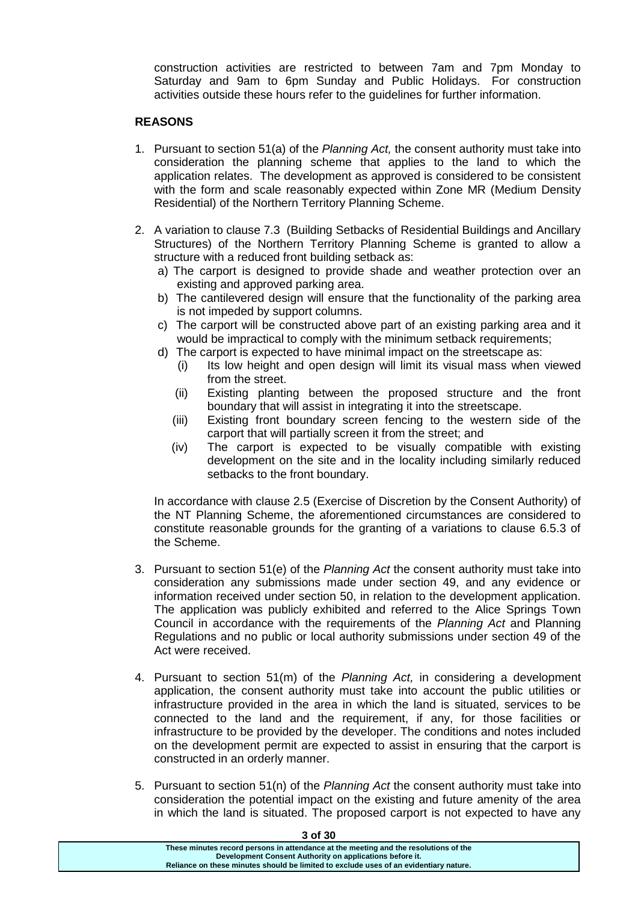construction activities are restricted to between 7am and 7pm Monday to Saturday and 9am to 6pm Sunday and Public Holidays. For construction activities outside these hours refer to the guidelines for further information.

**REASONS**

1. Pursuant to section 51(a) of the *Planning Act,* the consent authority must take into consideration the planning scheme that applies to the land to which the application relates. The development as approved is considered to be consistent with the form and scale reasonably expected within Zone MR (Medium Density Residential) of the Northern Territory Planning Scheme.

2. A variation to clause 7.3 (Building Setbacks of Residential Buildings and Ancillary Structures) of the Northern Territory Planning Scheme is granted to allow a structure with a reduced front building setback as:
   a) The carport is designed to provide shade and weather protection over an existing and approved parking area.
   b) The cantilevered design will ensure that the functionality of the parking area is not impeded by support columns.
   c) The carport will be constructed above part of an existing parking area and it would be impractical to comply with the minimum setback requirements;
   d) The carport is expected to have minimal impact on the streetscape as:
      (i) Its low height and open design will limit its visual mass when viewed from the street.
      (ii) Existing planting between the proposed structure and the front boundary that will assist in integrating it into the streetscape.
      (iii) Existing front boundary screen fencing to the western side of the carport that will partially screen it from the street; and
      (iv) The carport is expected to be visually compatible with existing development on the site and in the locality including similarly reduced setbacks to the front boundary.

   In accordance with clause 2.5 (Exercise of Discretion by the Consent Authority) of the NT Planning Scheme, the aforementioned circumstances are considered to constitute reasonable grounds for the granting of a variations to clause 6.5.3 of the Scheme.

3. Pursuant to section 51(e) of the *Planning Act* the consent authority must take into consideration any submissions made under section 49, and any evidence or information received under section 50, in relation to the development application. The application was publicly exhibited and referred to the Alice Springs Town Council in accordance with the requirements of the *Planning Act* and Planning Regulations and no public or local authority submissions under section 49 of the Act were received.

4. Pursuant to section 51(m) of the *Planning Act,* in considering a development application, the consent authority must take into account the public utilities or infrastructure provided in the area in which the land is situated, services to be connected to the land and the requirement, if any, for those facilities or infrastructure to be provided by the developer. The conditions and notes included on the development permit are expected to assist in ensuring that the carport is constructed in an orderly manner.

5. Pursuant to section 51(n) of the *Planning Act* the consent authority must take into consideration the potential impact on the existing and future amenity of the area in which the land is situated. The proposed carport is not expected to have any

These minutes record persons in attendance at the meeting and the resolutions of the Development Consent Authority on applications before it. Reliance on these minutes should be limited to exclude uses of an evidentiary nature.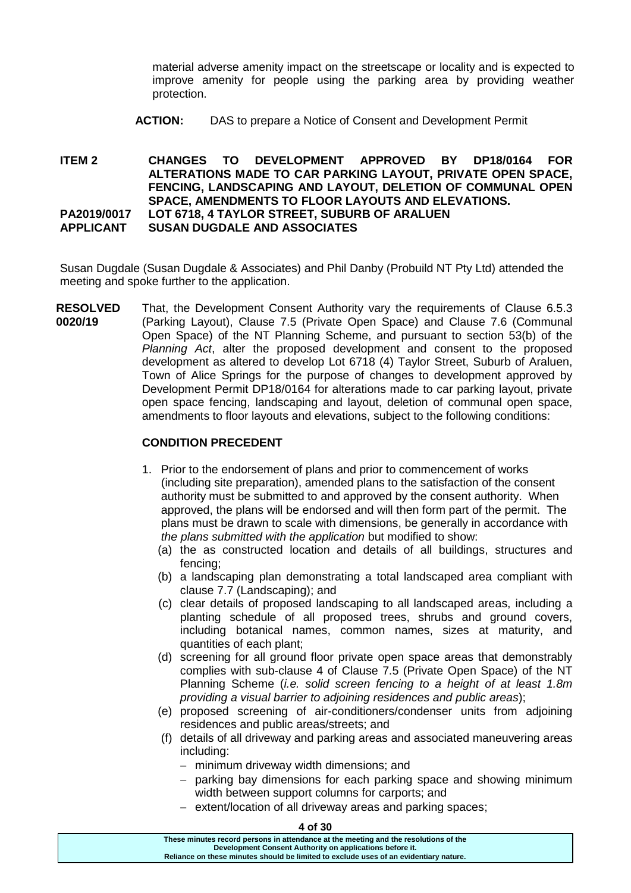material adverse amenity impact on the streetscape or locality and is expected to improve amenity for people using the parking area by providing weather protection.

**ACTION:** DAS to prepare a Notice of Consent and Development Permit

**ITEM 2 CHANGES TO DEVELOPMENT APPROVED BY DP18/0164 FOR ALTERATIONS MADE TO CAR PARKING LAYOUT, PRIVATE OPEN SPACE, FENCING, LANDSCAPING AND LAYOUT, DELETION OF COMMUNAL OPEN SPACE, AMENDMENTS TO FLOOR LAYOUTS AND ELEVATIONS.**
**PA2019/0017 LOT 6718, 4 TAYLOR STREET, SUBURB OF ARALUEN**
**APPLICANT SUSAN DUGDALE AND ASSOCIATES**

Susan Dugdale (Susan Dugdale & Associates) and Phil Danby (Probuild NT Pty Ltd) attended the meeting and spoke further to the application.

**RESOLVED 0020/19** That, the Development Consent Authority vary the requirements of Clause 6.5.3 (Parking Layout), Clause 7.5 (Private Open Space) and Clause 7.6 (Communal Open Space) of the NT Planning Scheme, and pursuant to section 53(b) of the *Planning Act*, alter the proposed development and consent to the proposed development as altered to develop Lot 6718 (4) Taylor Street, Suburb of Araluen, Town of Alice Springs for the purpose of changes to development approved by Development Permit DP18/0164 for alterations made to car parking layout, private open space fencing, landscaping and layout, deletion of communal open space, amendments to floor layouts and elevations, subject to the following conditions:

**CONDITION PRECEDENT**

1. Prior to the endorsement of plans and prior to commencement of works (including site preparation), amended plans to the satisfaction of the consent authority must be submitted to and approved by the consent authority. When approved, the plans will be endorsed and will then form part of the permit. The plans must be drawn to scale with dimensions, be generally in accordance with *the plans submitted with the application* but modified to show:
   (a) the as constructed location and details of all buildings, structures and fencing;
   (b) a landscaping plan demonstrating a total landscaped area compliant with clause 7.7 (Landscaping); and
   (c) clear details of proposed landscaping to all landscaped areas, including a planting schedule of all proposed trees, shrubs and ground covers, including botanical names, common names, sizes at maturity, and quantities of each plant;
   (d) screening for all ground floor private open space areas that demonstrably complies with sub-clause 4 of Clause 7.5 (Private Open Space) of the NT Planning Scheme (*i.e. solid screen fencing to a height of at least 1.8m providing a visual barrier to adjoining residences and public areas*);
   (e) proposed screening of air-conditioners/condenser units from adjoining residences and public areas/streets; and
   (f) details of all driveway and parking areas and associated maneuvering areas including:
      - minimum driveway width dimensions; and
      - parking bay dimensions for each parking space and showing minimum width between support columns for carports; and
      - extent/location of all driveway areas and parking spaces;

These minutes record persons in attendance at the meeting and the resolutions of the Development Consent Authority on applications before it.
Reliance on these minutes should be limited to exclude uses of an evidentiary nature.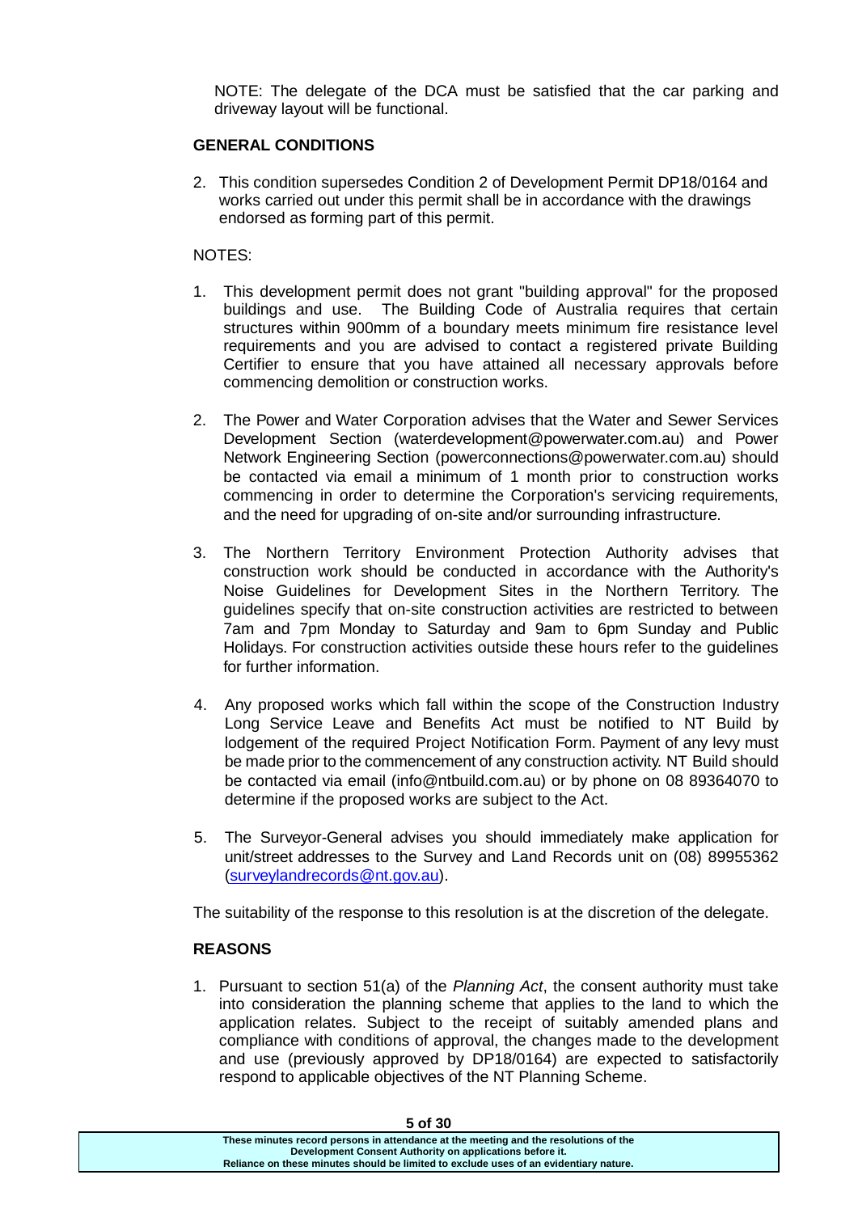NOTE: The delegate of the DCA must be satisfied that the car parking and driveway layout will be functional.

**GENERAL CONDITIONS**

2. This condition supersedes Condition 2 of Development Permit DP18/0164 and works carried out under this permit shall be in accordance with the drawings endorsed as forming part of this permit.

NOTES:

1. This development permit does not grant "building approval" for the proposed buildings and use. The Building Code of Australia requires that certain structures within 900mm of a boundary meets minimum fire resistance level requirements and you are advised to contact a registered private Building Certifier to ensure that you have attained all necessary approvals before commencing demolition or construction works.

2. The Power and Water Corporation advises that the Water and Sewer Services Development Section (waterdevelopment@powerwater.com.au) and Power Network Engineering Section (powerconnections@powerwater.com.au) should be contacted via email a minimum of 1 month prior to construction works commencing in order to determine the Corporation's servicing requirements, and the need for upgrading of on-site and/or surrounding infrastructure.

3. The Northern Territory Environment Protection Authority advises that construction work should be conducted in accordance with the Authority's Noise Guidelines for Development Sites in the Northern Territory. The guidelines specify that on-site construction activities are restricted to between 7am and 7pm Monday to Saturday and 9am to 6pm Sunday and Public Holidays. For construction activities outside these hours refer to the guidelines for further information.

4. Any proposed works which fall within the scope of the Construction Industry Long Service Leave and Benefits Act must be notified to NT Build by lodgement of the required Project Notification Form. Payment of any levy must be made prior to the commencement of any construction activity. NT Build should be contacted via email (info@ntbuild.com.au) or by phone on 08 89364070 to determine if the proposed works are subject to the Act.

5. The Surveyor-General advises you should immediately make application for unit/street addresses to the Survey and Land Records unit on (08) 89955362 (surveylandrecords@nt.gov.au).

The suitability of the response to this resolution is at the discretion of the delegate.

**REASONS**

1. Pursuant to section 51(a) of the *Planning Act*, the consent authority must take into consideration the planning scheme that applies to the land to which the application relates. Subject to the receipt of suitably amended plans and compliance with conditions of approval, the changes made to the development and use (previously approved by DP18/0164) are expected to satisfactorily respond to applicable objectives of the NT Planning Scheme.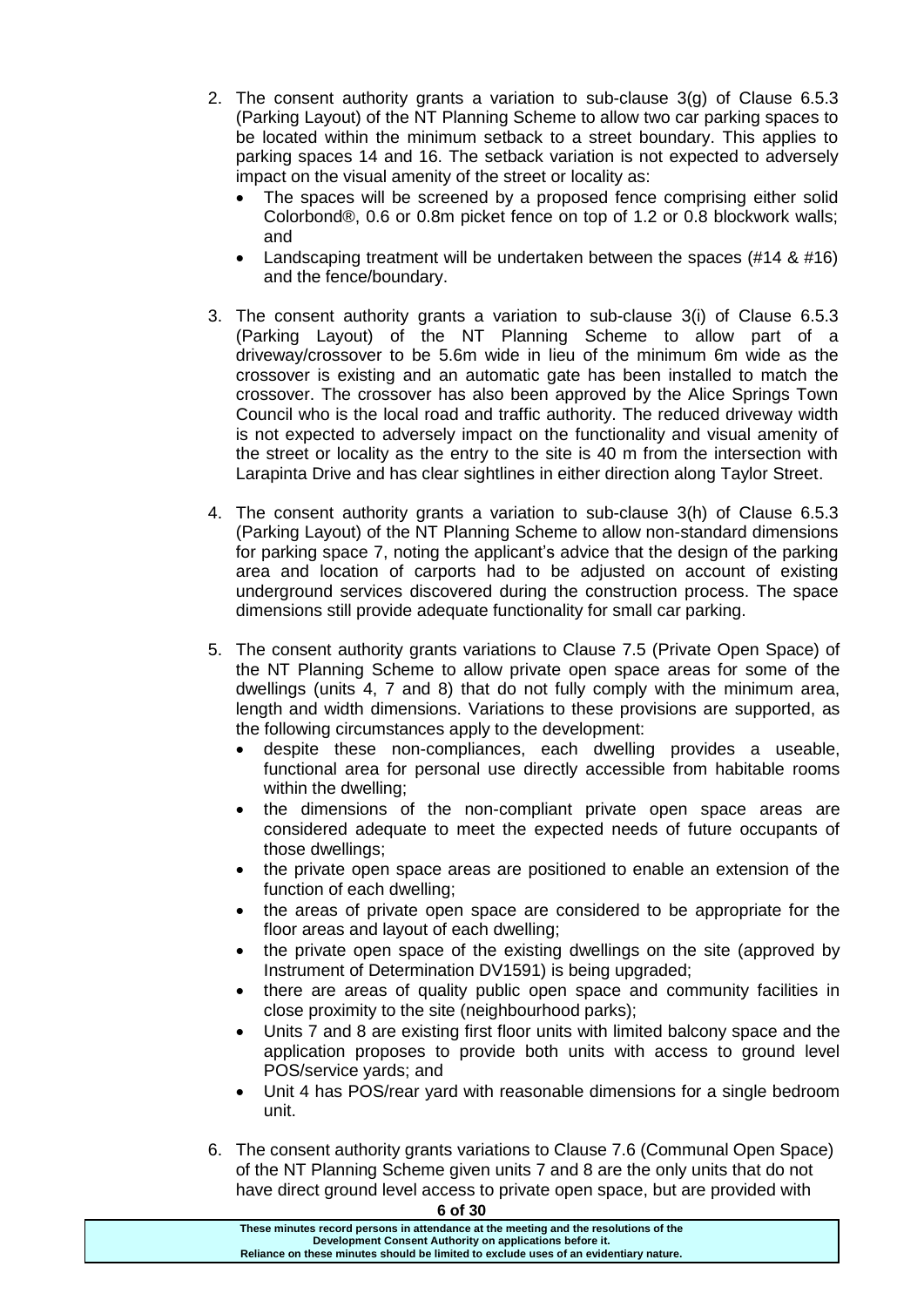2. The consent authority grants a variation to sub-clause 3(g) of Clause 6.5.3 (Parking Layout) of the NT Planning Scheme to allow two car parking spaces to be located within the minimum setback to a street boundary. This applies to parking spaces 14 and 16. The setback variation is not expected to adversely impact on the visual amenity of the street or locality as:
   - The spaces will be screened by a proposed fence comprising either solid Colorbond®, 0.6 or 0.8m picket fence on top of 1.2 or 0.8 blockwork walls; and
   - Landscaping treatment will be undertaken between the spaces (#14 & #16) and the fence/boundary.

3. The consent authority grants a variation to sub-clause 3(i) of Clause 6.5.3 (Parking Layout) of the NT Planning Scheme to allow part of a driveway/crossover to be 5.6m wide in lieu of the minimum 6m wide as the crossover is existing and an automatic gate has been installed to match the crossover. The crossover has also been approved by the Alice Springs Town Council who is the local road and traffic authority. The reduced driveway width is not expected to adversely impact on the functionality and visual amenity of the street or locality as the entry to the site is 40 m from the intersection with Larapinta Drive and has clear sightlines in either direction along Taylor Street.

4. The consent authority grants a variation to sub-clause 3(h) of Clause 6.5.3 (Parking Layout) of the NT Planning Scheme to allow non-standard dimensions for parking space 7, noting the applicant's advice that the design of the parking area and location of carports had to be adjusted on account of existing underground services discovered during the construction process. The space dimensions still provide adequate functionality for small car parking.

5. The consent authority grants variations to Clause 7.5 (Private Open Space) of the NT Planning Scheme to allow private open space areas for some of the dwellings (units 4, 7 and 8) that do not fully comply with the minimum area, length and width dimensions. Variations to these provisions are supported, as the following circumstances apply to the development:
   - despite these non-compliances, each dwelling provides a useable, functional area for personal use directly accessible from habitable rooms within the dwelling;
   - the dimensions of the non-compliant private open space areas are considered adequate to meet the expected needs of future occupants of those dwellings;
   - the private open space areas are positioned to enable an extension of the function of each dwelling;
   - the areas of private open space are considered to be appropriate for the floor areas and layout of each dwelling;
   - the private open space of the existing dwellings on the site (approved by Instrument of Determination DV1591) is being upgraded;
   - there are areas of quality public open space and community facilities in close proximity to the site (neighbourhood parks);
   - Units 7 and 8 are existing first floor units with limited balcony space and the application proposes to provide both units with access to ground level POS/service yards; and
   - Unit 4 has POS/rear yard with reasonable dimensions for a single bedroom unit.

6. The consent authority grants variations to Clause 7.6 (Communal Open Space) of the NT Planning Scheme given units 7 and 8 are the only units that do not have direct ground level access to private open space, but are provided with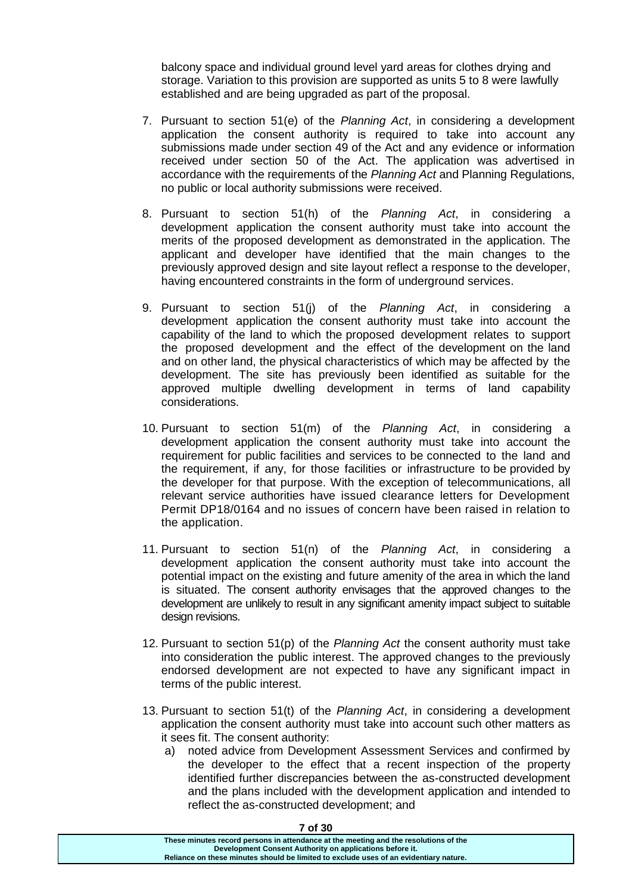balcony space and individual ground level yard areas for clothes drying and storage. Variation to this provision are supported as units 5 to 8 were lawfully established and are being upgraded as part of the proposal.

7. Pursuant to section 51(e) of the *Planning Act*, in considering a development application the consent authority is required to take into account any submissions made under section 49 of the Act and any evidence or information received under section 50 of the Act. The application was advertised in accordance with the requirements of the *Planning Act* and Planning Regulations, no public or local authority submissions were received.

8. Pursuant to section 51(h) of the *Planning Act*, in considering a development application the consent authority must take into account the merits of the proposed development as demonstrated in the application. The applicant and developer have identified that the main changes to the previously approved design and site layout reflect a response to the developer, having encountered constraints in the form of underground services.

9. Pursuant to section 51(j) of the *Planning Act*, in considering a development application the consent authority must take into account the capability of the land to which the proposed development relates to support the proposed development and the effect of the development on the land and on other land, the physical characteristics of which may be affected by the development. The site has previously been identified as suitable for the approved multiple dwelling development in terms of land capability considerations.

10. Pursuant to section 51(m) of the *Planning Act*, in considering a development application the consent authority must take into account the requirement for public facilities and services to be connected to the land and the requirement, if any, for those facilities or infrastructure to be provided by the developer for that purpose. With the exception of telecommunications, all relevant service authorities have issued clearance letters for Development Permit DP18/0164 and no issues of concern have been raised in relation to the application.

11. Pursuant to section 51(n) of the *Planning Act*, in considering a development application the consent authority must take into account the potential impact on the existing and future amenity of the area in which the land is situated. The consent authority envisages that the approved changes to the development are unlikely to result in any significant amenity impact subject to suitable design revisions.

12. Pursuant to section 51(p) of the *Planning Act* the consent authority must take into consideration the public interest. The approved changes to the previously endorsed development are not expected to have any significant impact in terms of the public interest.

13. Pursuant to section 51(t) of the *Planning Act*, in considering a development application the consent authority must take into account such other matters as it sees fit. The consent authority:
    a) noted advice from Development Assessment Services and confirmed by the developer to the effect that a recent inspection of the property identified further discrepancies between the as-constructed development and the plans included with the development application and intended to reflect the as-constructed development; and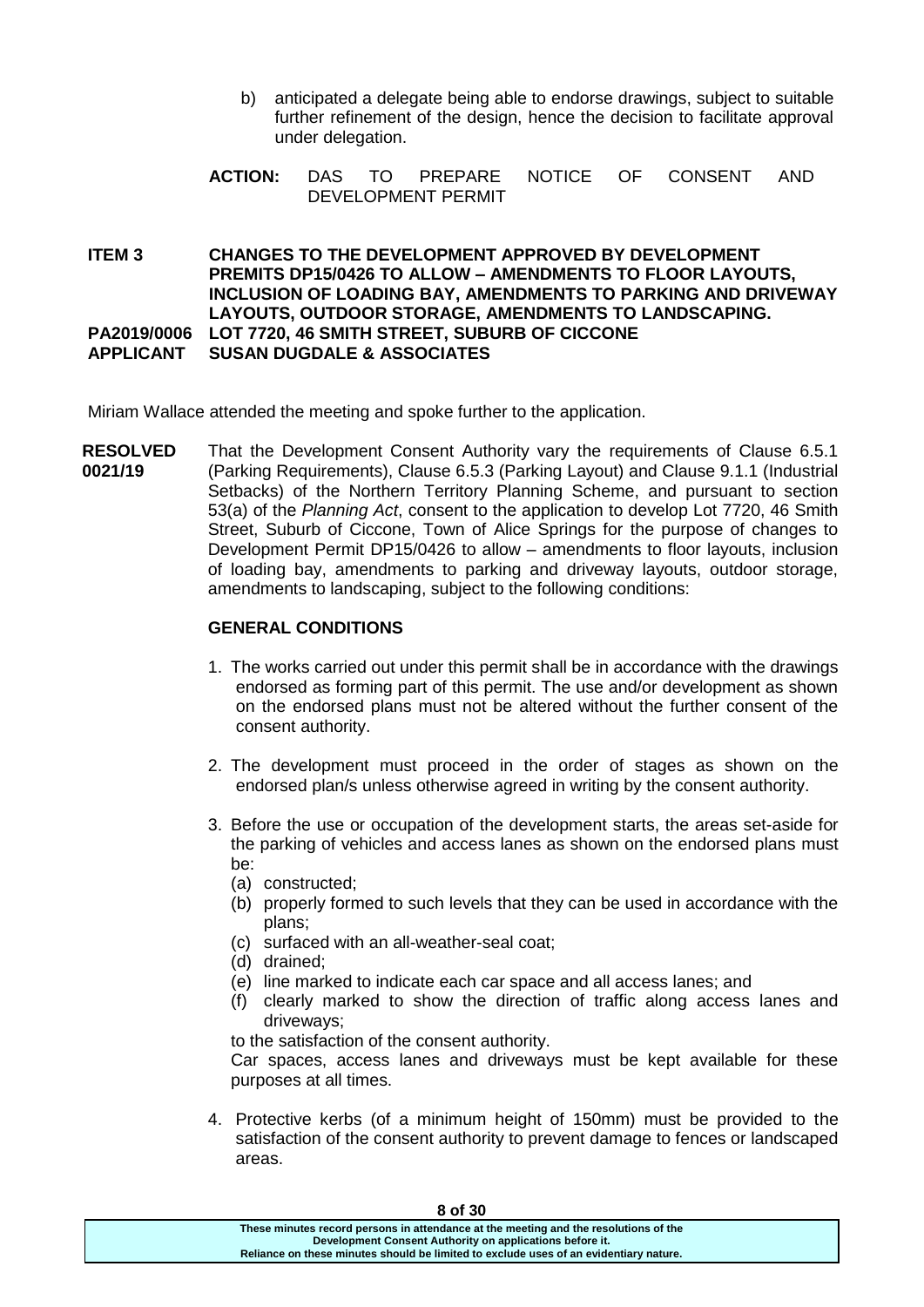b) anticipated a delegate being able to endorse drawings, subject to suitable further refinement of the design, hence the decision to facilitate approval under delegation.

**ACTION:** DAS TO PREPARE NOTICE OF CONSENT AND DEVELOPMENT PERMIT

**ITEM 3 CHANGES TO THE DEVELOPMENT APPROVED BY DEVELOPMENT PREMITS DP15/0426 TO ALLOW – AMENDMENTS TO FLOOR LAYOUTS, INCLUSION OF LOADING BAY, AMENDMENTS TO PARKING AND DRIVEWAY LAYOUTS, OUTDOOR STORAGE, AMENDMENTS TO LANDSCAPING.**
**PA2019/0006 LOT 7720, 46 SMITH STREET, SUBURB OF CICCONE**
**APPLICANT SUSAN DUGDALE & ASSOCIATES**

Miriam Wallace attended the meeting and spoke further to the application.

**RESOLVED 0021/19** That the Development Consent Authority vary the requirements of Clause 6.5.1 (Parking Requirements), Clause 6.5.3 (Parking Layout) and Clause 9.1.1 (Industrial Setbacks) of the Northern Territory Planning Scheme, and pursuant to section 53(a) of the *Planning Act*, consent to the application to develop Lot 7720, 46 Smith Street, Suburb of Ciccone, Town of Alice Springs for the purpose of changes to Development Permit DP15/0426 to allow – amendments to floor layouts, inclusion of loading bay, amendments to parking and driveway layouts, outdoor storage, amendments to landscaping, subject to the following conditions:

**GENERAL CONDITIONS**

1. The works carried out under this permit shall be in accordance with the drawings endorsed as forming part of this permit. The use and/or development as shown on the endorsed plans must not be altered without the further consent of the consent authority.

2. The development must proceed in the order of stages as shown on the endorsed plan/s unless otherwise agreed in writing by the consent authority.

3. Before the use or occupation of the development starts, the areas set-aside for the parking of vehicles and access lanes as shown on the endorsed plans must be:
   (a) constructed;
   (b) properly formed to such levels that they can be used in accordance with the plans;
   (c) surfaced with an all-weather-seal coat;
   (d) drained;
   (e) line marked to indicate each car space and all access lanes; and
   (f) clearly marked to show the direction of traffic along access lanes and driveways;

   to the satisfaction of the consent authority.

   Car spaces, access lanes and driveways must be kept available for these purposes at all times.

4. Protective kerbs (of a minimum height of 150mm) must be provided to the satisfaction of the consent authority to prevent damage to fences or landscaped areas.

These minutes record persons in attendance at the meeting and the resolutions of the Development Consent Authority on applications before it.
Reliance on these minutes should be limited to exclude uses of an evidentiary nature.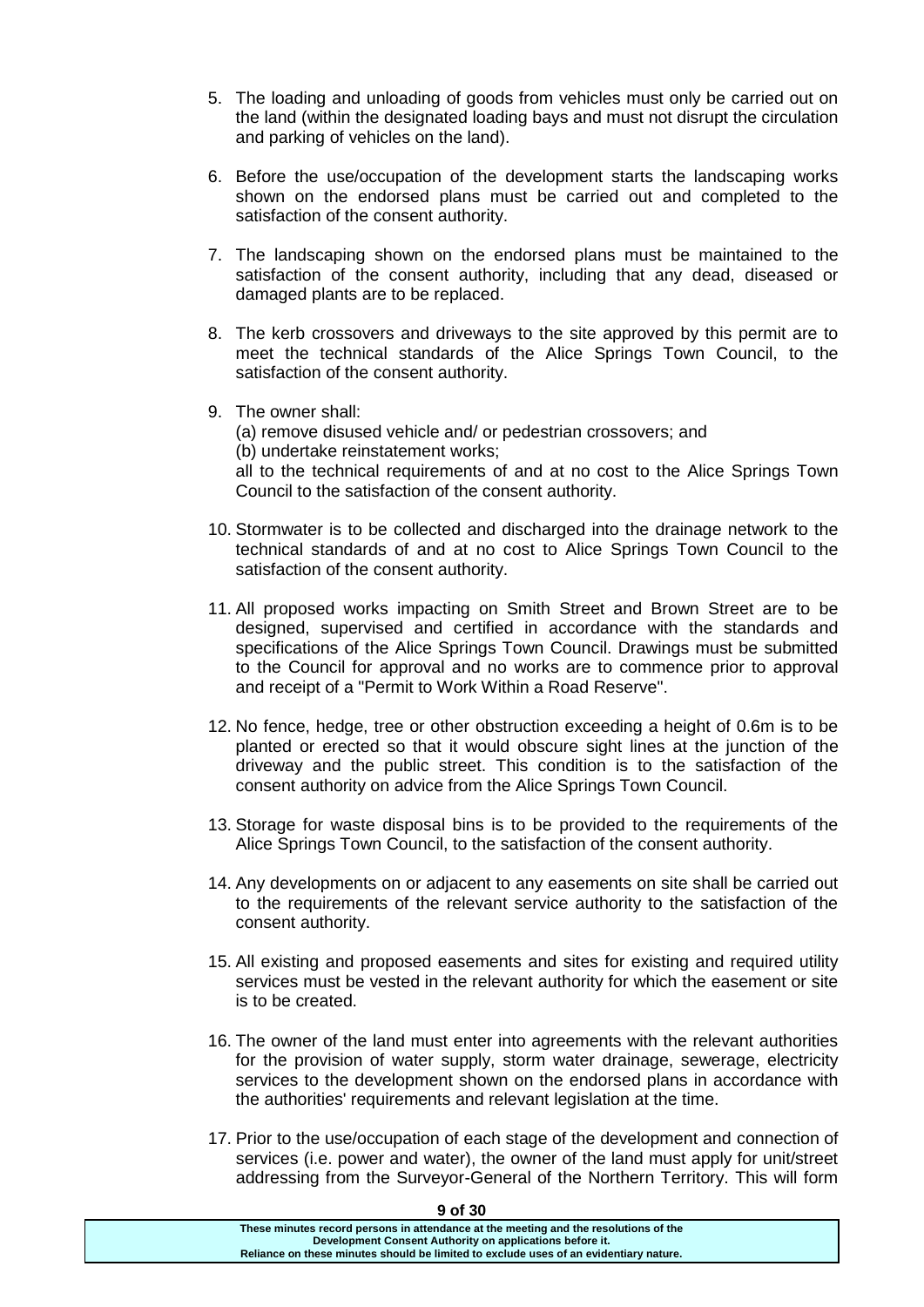5. The loading and unloading of goods from vehicles must only be carried out on the land (within the designated loading bays and must not disrupt the circulation and parking of vehicles on the land).

6. Before the use/occupation of the development starts the landscaping works shown on the endorsed plans must be carried out and completed to the satisfaction of the consent authority.

7. The landscaping shown on the endorsed plans must be maintained to the satisfaction of the consent authority, including that any dead, diseased or damaged plants are to be replaced.

8. The kerb crossovers and driveways to the site approved by this permit are to meet the technical standards of the Alice Springs Town Council, to the satisfaction of the consent authority.

9. The owner shall:
   (a) remove disused vehicle and/ or pedestrian crossovers; and
   (b) undertake reinstatement works;
   all to the technical requirements of and at no cost to the Alice Springs Town Council to the satisfaction of the consent authority.

10. Stormwater is to be collected and discharged into the drainage network to the technical standards of and at no cost to Alice Springs Town Council to the satisfaction of the consent authority.

11. All proposed works impacting on Smith Street and Brown Street are to be designed, supervised and certified in accordance with the standards and specifications of the Alice Springs Town Council. Drawings must be submitted to the Council for approval and no works are to commence prior to approval and receipt of a "Permit to Work Within a Road Reserve".

12. No fence, hedge, tree or other obstruction exceeding a height of 0.6m is to be planted or erected so that it would obscure sight lines at the junction of the driveway and the public street. This condition is to the satisfaction of the consent authority on advice from the Alice Springs Town Council.

13. Storage for waste disposal bins is to be provided to the requirements of the Alice Springs Town Council, to the satisfaction of the consent authority.

14. Any developments on or adjacent to any easements on site shall be carried out to the requirements of the relevant service authority to the satisfaction of the consent authority.

15. All existing and proposed easements and sites for existing and required utility services must be vested in the relevant authority for which the easement or site is to be created.

16. The owner of the land must enter into agreements with the relevant authorities for the provision of water supply, storm water drainage, sewerage, electricity services to the development shown on the endorsed plans in accordance with the authorities' requirements and relevant legislation at the time.

17. Prior to the use/occupation of each stage of the development and connection of services (i.e. power and water), the owner of the land must apply for unit/street addressing from the Surveyor-General of the Northern Territory. This will form

**These minutes record persons in attendance at the meeting and the resolutions of the Development Consent Authority on applications before it. Reliance on these minutes should be limited to exclude uses of an evidentiary nature.**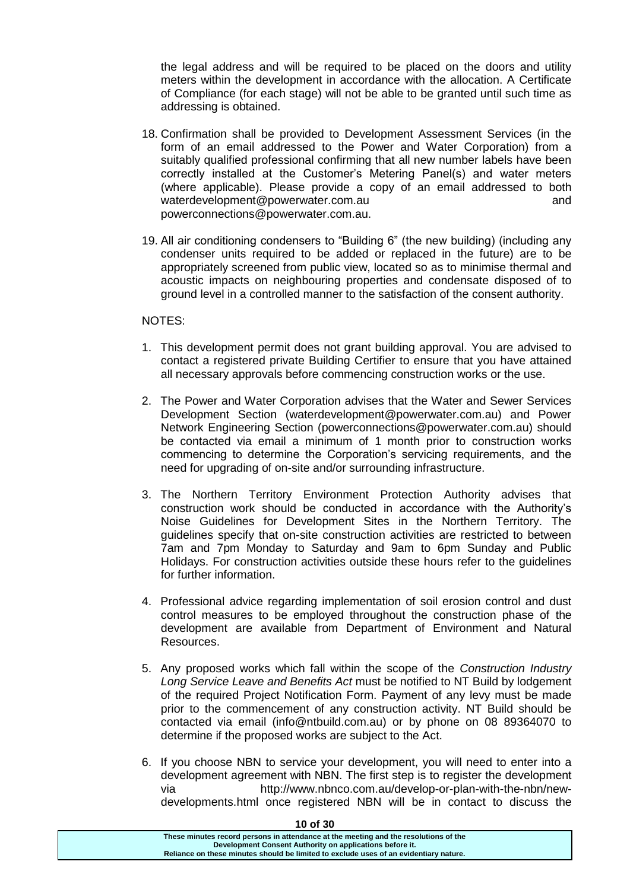the legal address and will be required to be placed on the doors and utility meters within the development in accordance with the allocation. A Certificate of Compliance (for each stage) will not be able to be granted until such time as addressing is obtained.

18. Confirmation shall be provided to Development Assessment Services (in the form of an email addressed to the Power and Water Corporation) from a suitably qualified professional confirming that all new number labels have been correctly installed at the Customer's Metering Panel(s) and water meters (where applicable). Please provide a copy of an email addressed to both waterdevelopment@powerwater.com.au and powerconnections@powerwater.com.au.

19. All air conditioning condensers to "Building 6" (the new building) (including any condenser units required to be added or replaced in the future) are to be appropriately screened from public view, located so as to minimise thermal and acoustic impacts on neighbouring properties and condensate disposed of to ground level in a controlled manner to the satisfaction of the consent authority.

NOTES:

1. This development permit does not grant building approval. You are advised to contact a registered private Building Certifier to ensure that you have attained all necessary approvals before commencing construction works or the use.

2. The Power and Water Corporation advises that the Water and Sewer Services Development Section (waterdevelopment@powerwater.com.au) and Power Network Engineering Section (powerconnections@powerwater.com.au) should be contacted via email a minimum of 1 month prior to construction works commencing to determine the Corporation's servicing requirements, and the need for upgrading of on-site and/or surrounding infrastructure.

3. The Northern Territory Environment Protection Authority advises that construction work should be conducted in accordance with the Authority's Noise Guidelines for Development Sites in the Northern Territory. The guidelines specify that on-site construction activities are restricted to between 7am and 7pm Monday to Saturday and 9am to 6pm Sunday and Public Holidays. For construction activities outside these hours refer to the guidelines for further information.

4. Professional advice regarding implementation of soil erosion control and dust control measures to be employed throughout the construction phase of the development are available from Department of Environment and Natural Resources.

5. Any proposed works which fall within the scope of the *Construction Industry Long Service Leave and Benefits Act* must be notified to NT Build by lodgement of the required Project Notification Form. Payment of any levy must be made prior to the commencement of any construction activity. NT Build should be contacted via email (info@ntbuild.com.au) or by phone on 08 89364070 to determine if the proposed works are subject to the Act.

6. If you choose NBN to service your development, you will need to enter into a development agreement with NBN. The first step is to register the development via http://www.nbnco.com.au/develop-or-plan-with-the-nbn/new-developments.html once registered NBN will be in contact to discuss the

These minutes record persons in attendance at the meeting and the resolutions of the Development Consent Authority on applications before it.
Reliance on these minutes should be limited to exclude uses of an evidentiary nature.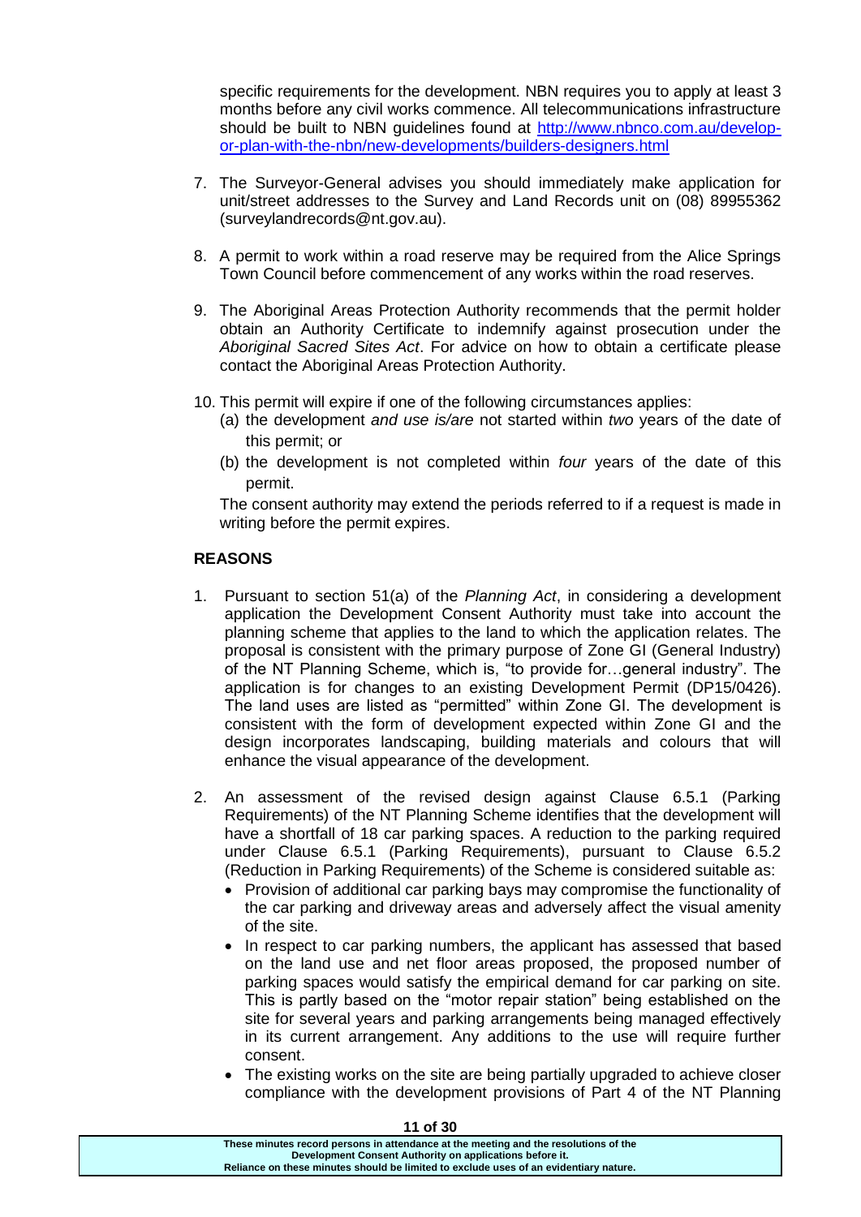specific requirements for the development. NBN requires you to apply at least 3 months before any civil works commence. All telecommunications infrastructure should be built to NBN guidelines found at [http://www.nbnco.com.au/develop-or-plan-with-the-nbn/new-developments/builders-designers.html](http://www.nbnco.com.au/develop-or-plan-with-the-nbn/new-developments/builders-designers.html)

7. The Surveyor-General advises you should immediately make application for unit/street addresses to the Survey and Land Records unit on (08) 89955362 (surveylandrecords@nt.gov.au).

8. A permit to work within a road reserve may be required from the Alice Springs Town Council before commencement of any works within the road reserves.

9. The Aboriginal Areas Protection Authority recommends that the permit holder obtain an Authority Certificate to indemnify against prosecution under the *Aboriginal Sacred Sites Act*. For advice on how to obtain a certificate please contact the Aboriginal Areas Protection Authority.

10. This permit will expire if one of the following circumstances applies:
    (a) the development *and use is/are* not started within *two* years of the date of this permit; or
    (b) the development is not completed within *four* years of the date of this permit.

    The consent authority may extend the periods referred to if a request is made in writing before the permit expires.

**REASONS**

1. Pursuant to section 51(a) of the *Planning Act*, in considering a development application the Development Consent Authority must take into account the planning scheme that applies to the land to which the application relates. The proposal is consistent with the primary purpose of Zone GI (General Industry) of the NT Planning Scheme, which is, "to provide for…general industry". The application is for changes to an existing Development Permit (DP15/0426). The land uses are listed as "permitted" within Zone GI. The development is consistent with the form of development expected within Zone GI and the design incorporates landscaping, building materials and colours that will enhance the visual appearance of the development.

2. An assessment of the revised design against Clause 6.5.1 (Parking Requirements) of the NT Planning Scheme identifies that the development will have a shortfall of 18 car parking spaces. A reduction to the parking required under Clause 6.5.1 (Parking Requirements), pursuant to Clause 6.5.2 (Reduction in Parking Requirements) of the Scheme is considered suitable as:
   - Provision of additional car parking bays may compromise the functionality of the car parking and driveway areas and adversely affect the visual amenity of the site.
   - In respect to car parking numbers, the applicant has assessed that based on the land use and net floor areas proposed, the proposed number of parking spaces would satisfy the empirical demand for car parking on site. This is partly based on the "motor repair station" being established on the site for several years and parking arrangements being managed effectively in its current arrangement. Any additions to the use will require further consent.
   - The existing works on the site are being partially upgraded to achieve closer compliance with the development provisions of Part 4 of the NT Planning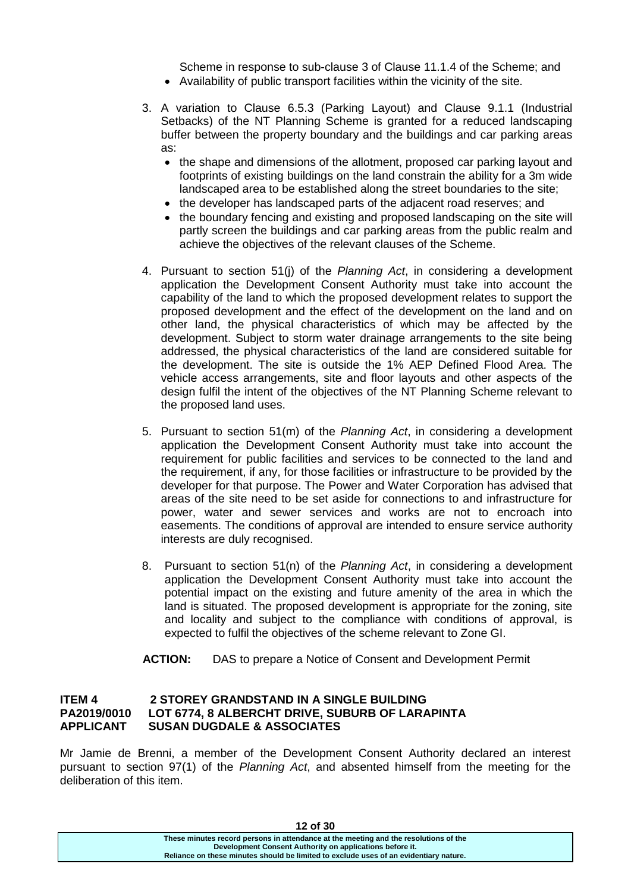Scheme in response to sub-clause 3 of Clause 11.1.4 of the Scheme; and

- Availability of public transport facilities within the vicinity of the site.

3. A variation to Clause 6.5.3 (Parking Layout) and Clause 9.1.1 (Industrial Setbacks) of the NT Planning Scheme is granted for a reduced landscaping buffer between the property boundary and the buildings and car parking areas as:
   - the shape and dimensions of the allotment, proposed car parking layout and footprints of existing buildings on the land constrain the ability for a 3m wide landscaped area to be established along the street boundaries to the site;
   - the developer has landscaped parts of the adjacent road reserves; and
   - the boundary fencing and existing and proposed landscaping on the site will partly screen the buildings and car parking areas from the public realm and achieve the objectives of the relevant clauses of the Scheme.

4. Pursuant to section 51(j) of the *Planning Act*, in considering a development application the Development Consent Authority must take into account the capability of the land to which the proposed development relates to support the proposed development and the effect of the development on the land and on other land, the physical characteristics of which may be affected by the development. Subject to storm water drainage arrangements to the site being addressed, the physical characteristics of the land are considered suitable for the development. The site is outside the 1% AEP Defined Flood Area. The vehicle access arrangements, site and floor layouts and other aspects of the design fulfil the intent of the objectives of the NT Planning Scheme relevant to the proposed land uses.

5. Pursuant to section 51(m) of the *Planning Act*, in considering a development application the Development Consent Authority must take into account the requirement for public facilities and services to be connected to the land and the requirement, if any, for those facilities or infrastructure to be provided by the developer for that purpose. The Power and Water Corporation has advised that areas of the site need to be set aside for connections to and infrastructure for power, water and sewer services and works are not to encroach into easements. The conditions of approval are intended to ensure service authority interests are duly recognised.

8. Pursuant to section 51(n) of the *Planning Act*, in considering a development application the Development Consent Authority must take into account the potential impact on the existing and future amenity of the area in which the land is situated. The proposed development is appropriate for the zoning, site and locality and subject to the compliance with conditions of approval, is expected to fulfil the objectives of the scheme relevant to Zone GI.

**ACTION:** DAS to prepare a Notice of Consent and Development Permit

**ITEM 4 2 STOREY GRANDSTAND IN A SINGLE BUILDING**
**PA2019/0010 LOT 6774, 8 ALBERCHT DRIVE, SUBURB OF LARAPINTA**
**APPLICANT SUSAN DUGDALE & ASSOCIATES**

Mr Jamie de Brenni, a member of the Development Consent Authority declared an interest pursuant to section 97(1) of the *Planning Act*, and absented himself from the meeting for the deliberation of this item.

These minutes record persons in attendance at the meeting and the resolutions of the Development Consent Authority on applications before it.
Reliance on these minutes should be limited to exclude uses of an evidentiary nature.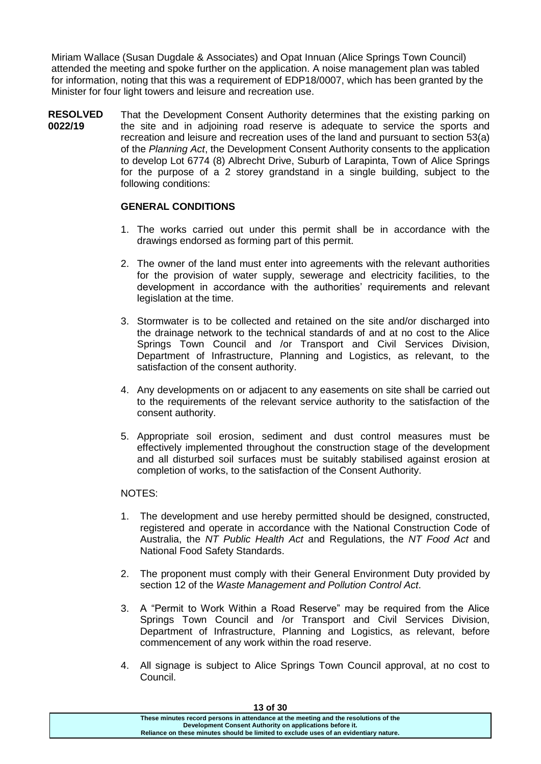Miriam Wallace (Susan Dugdale & Associates) and Opat Innuan (Alice Springs Town Council) attended the meeting and spoke further on the application. A noise management plan was tabled for information, noting that this was a requirement of EDP18/0007, which has been granted by the Minister for four light towers and leisure and recreation use.

**RESOLVED 0022/19**

That the Development Consent Authority determines that the existing parking on the site and in adjoining road reserve is adequate to service the sports and recreation and leisure and recreation uses of the land and pursuant to section 53(a) of the *Planning Act*, the Development Consent Authority consents to the application to develop Lot 6774 (8) Albrecht Drive, Suburb of Larapinta, Town of Alice Springs for the purpose of a 2 storey grandstand in a single building, subject to the following conditions:

**GENERAL CONDITIONS**

1. The works carried out under this permit shall be in accordance with the drawings endorsed as forming part of this permit.
2. The owner of the land must enter into agreements with the relevant authorities for the provision of water supply, sewerage and electricity facilities, to the development in accordance with the authorities' requirements and relevant legislation at the time.
3. Stormwater is to be collected and retained on the site and/or discharged into the drainage network to the technical standards of and at no cost to the Alice Springs Town Council and /or Transport and Civil Services Division, Department of Infrastructure, Planning and Logistics, as relevant, to the satisfaction of the consent authority.
4. Any developments on or adjacent to any easements on site shall be carried out to the requirements of the relevant service authority to the satisfaction of the consent authority.
5. Appropriate soil erosion, sediment and dust control measures must be effectively implemented throughout the construction stage of the development and all disturbed soil surfaces must be suitably stabilised against erosion at completion of works, to the satisfaction of the Consent Authority.

NOTES:

1. The development and use hereby permitted should be designed, constructed, registered and operate in accordance with the National Construction Code of Australia, the *NT Public Health Act* and Regulations, the *NT Food Act* and National Food Safety Standards.
2. The proponent must comply with their General Environment Duty provided by section 12 of the *Waste Management and Pollution Control Act*.
3. A "Permit to Work Within a Road Reserve" may be required from the Alice Springs Town Council and /or Transport and Civil Services Division, Department of Infrastructure, Planning and Logistics, as relevant, before commencement of any work within the road reserve.
4. All signage is subject to Alice Springs Town Council approval, at no cost to Council.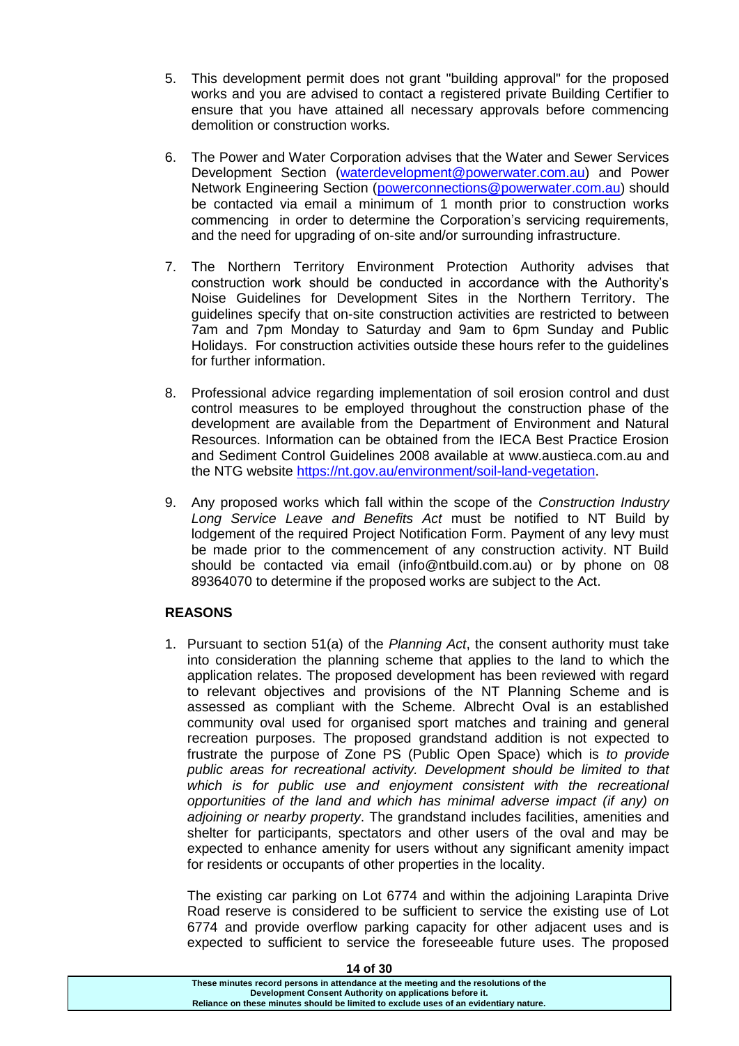5. This development permit does not grant "building approval" for the proposed works and you are advised to contact a registered private Building Certifier to ensure that you have attained all necessary approvals before commencing demolition or construction works.

6. The Power and Water Corporation advises that the Water and Sewer Services Development Section (waterdevelopment@powerwater.com.au) and Power Network Engineering Section (powerconnections@powerwater.com.au) should be contacted via email a minimum of 1 month prior to construction works commencing in order to determine the Corporation's servicing requirements, and the need for upgrading of on-site and/or surrounding infrastructure.

7. The Northern Territory Environment Protection Authority advises that construction work should be conducted in accordance with the Authority's Noise Guidelines for Development Sites in the Northern Territory. The guidelines specify that on-site construction activities are restricted to between 7am and 7pm Monday to Saturday and 9am to 6pm Sunday and Public Holidays. For construction activities outside these hours refer to the guidelines for further information.

8. Professional advice regarding implementation of soil erosion control and dust control measures to be employed throughout the construction phase of the development are available from the Department of Environment and Natural Resources. Information can be obtained from the IECA Best Practice Erosion and Sediment Control Guidelines 2008 available at www.austieca.com.au and the NTG website https://nt.gov.au/environment/soil-land-vegetation.

9. Any proposed works which fall within the scope of the *Construction Industry Long Service Leave and Benefits Act* must be notified to NT Build by lodgement of the required Project Notification Form. Payment of any levy must be made prior to the commencement of any construction activity. NT Build should be contacted via email (info@ntbuild.com.au) or by phone on 08 89364070 to determine if the proposed works are subject to the Act.

**REASONS**

1. Pursuant to section 51(a) of the *Planning Act*, the consent authority must take into consideration the planning scheme that applies to the land to which the application relates. The proposed development has been reviewed with regard to relevant objectives and provisions of the NT Planning Scheme and is assessed as compliant with the Scheme. Albrecht Oval is an established community oval used for organised sport matches and training and general recreation purposes. The proposed grandstand addition is not expected to frustrate the purpose of Zone PS (Public Open Space) which is *to provide public areas for recreational activity. Development should be limited to that which is for public use and enjoyment consistent with the recreational opportunities of the land and which has minimal adverse impact (if any) on adjoining or nearby property*. The grandstand includes facilities, amenities and shelter for participants, spectators and other users of the oval and may be expected to enhance amenity for users without any significant amenity impact for residents or occupants of other properties in the locality.

   The existing car parking on Lot 6774 and within the adjoining Larapinta Drive Road reserve is considered to be sufficient to service the existing use of Lot 6774 and provide overflow parking capacity for other adjacent uses and is expected to sufficient to service the foreseeable future uses. The proposed

These minutes record persons in attendance at the meeting and the resolutions of the Development Consent Authority on applications before it.
Reliance on these minutes should be limited to exclude uses of an evidentiary nature.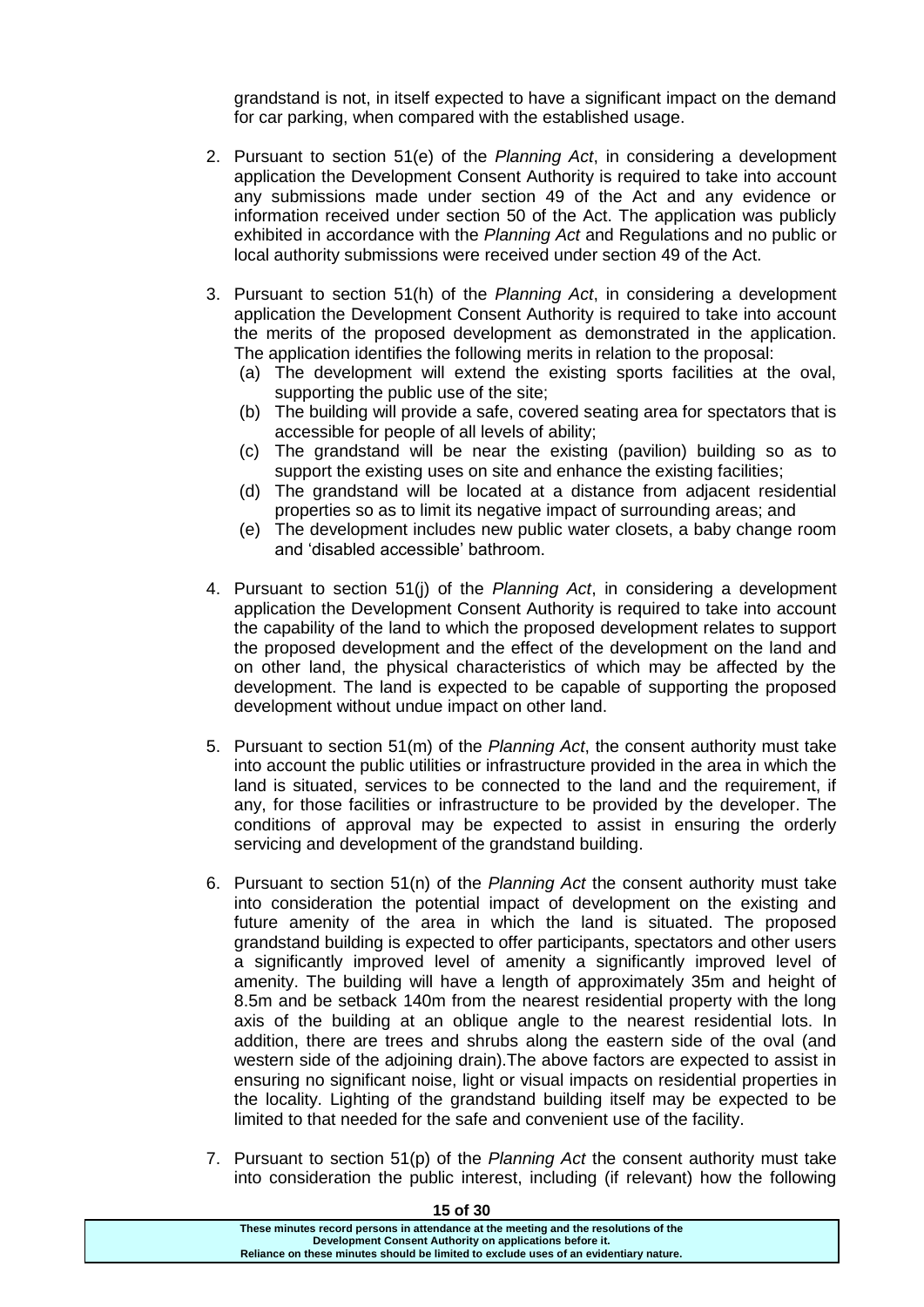grandstand is not, in itself expected to have a significant impact on the demand for car parking, when compared with the established usage.

2. Pursuant to section 51(e) of the *Planning Act*, in considering a development application the Development Consent Authority is required to take into account any submissions made under section 49 of the Act and any evidence or information received under section 50 of the Act. The application was publicly exhibited in accordance with the *Planning Act* and Regulations and no public or local authority submissions were received under section 49 of the Act.

3. Pursuant to section 51(h) of the *Planning Act*, in considering a development application the Development Consent Authority is required to take into account the merits of the proposed development as demonstrated in the application. The application identifies the following merits in relation to the proposal:
   (a) The development will extend the existing sports facilities at the oval, supporting the public use of the site;
   (b) The building will provide a safe, covered seating area for spectators that is accessible for people of all levels of ability;
   (c) The grandstand will be near the existing (pavilion) building so as to support the existing uses on site and enhance the existing facilities;
   (d) The grandstand will be located at a distance from adjacent residential properties so as to limit its negative impact of surrounding areas; and
   (e) The development includes new public water closets, a baby change room and 'disabled accessible' bathroom.

4. Pursuant to section 51(j) of the *Planning Act*, in considering a development application the Development Consent Authority is required to take into account the capability of the land to which the proposed development relates to support the proposed development and the effect of the development on the land and on other land, the physical characteristics of which may be affected by the development. The land is expected to be capable of supporting the proposed development without undue impact on other land.

5. Pursuant to section 51(m) of the *Planning Act*, the consent authority must take into account the public utilities or infrastructure provided in the area in which the land is situated, services to be connected to the land and the requirement, if any, for those facilities or infrastructure to be provided by the developer. The conditions of approval may be expected to assist in ensuring the orderly servicing and development of the grandstand building.

6. Pursuant to section 51(n) of the *Planning Act* the consent authority must take into consideration the potential impact of development on the existing and future amenity of the area in which the land is situated. The proposed grandstand building is expected to offer participants, spectators and other users a significantly improved level of amenity a significantly improved level of amenity. The building will have a length of approximately 35m and height of 8.5m and be setback 140m from the nearest residential property with the long axis of the building at an oblique angle to the nearest residential lots. In addition, there are trees and shrubs along the eastern side of the oval (and western side of the adjoining drain).The above factors are expected to assist in ensuring no significant noise, light or visual impacts on residential properties in the locality. Lighting of the grandstand building itself may be expected to be limited to that needed for the safe and convenient use of the facility.

7. Pursuant to section 51(p) of the *Planning Act* the consent authority must take into consideration the public interest, including (if relevant) how the following

These minutes record persons in attendance at the meeting and the resolutions of the Development Consent Authority on applications before it.
Reliance on these minutes should be limited to exclude uses of an evidentiary nature.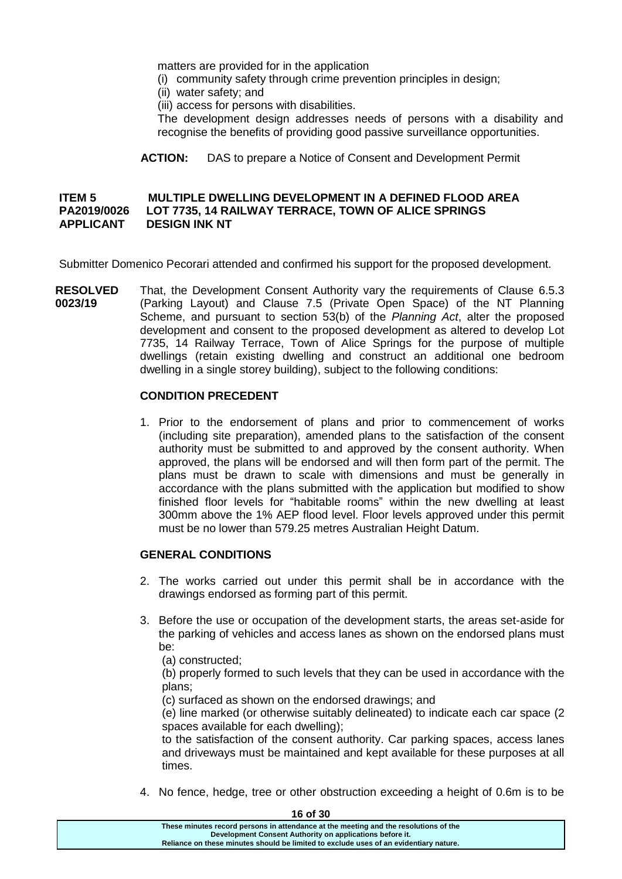matters are provided for in the application

(i) community safety through crime prevention principles in design;

(ii) water safety; and

(iii) access for persons with disabilities.

The development design addresses needs of persons with a disability and recognise the benefits of providing good passive surveillance opportunities.

**ACTION:** DAS to prepare a Notice of Consent and Development Permit

**ITEM 5 MULTIPLE DWELLING DEVELOPMENT IN A DEFINED FLOOD AREA**
**PA2019/0026 LOT 7735, 14 RAILWAY TERRACE, TOWN OF ALICE SPRINGS**
**APPLICANT DESIGN INK NT**

Submitter Domenico Pecorari attended and confirmed his support for the proposed development.

**RESOLVED 0023/19** That, the Development Consent Authority vary the requirements of Clause 6.5.3 (Parking Layout) and Clause 7.5 (Private Open Space) of the NT Planning Scheme, and pursuant to section 53(b) of the *Planning Act*, alter the proposed development and consent to the proposed development as altered to develop Lot 7735, 14 Railway Terrace, Town of Alice Springs for the purpose of multiple dwellings (retain existing dwelling and construct an additional one bedroom dwelling in a single storey building), subject to the following conditions:

**CONDITION PRECEDENT**

1. Prior to the endorsement of plans and prior to commencement of works (including site preparation), amended plans to the satisfaction of the consent authority must be submitted to and approved by the consent authority. When approved, the plans will be endorsed and will then form part of the permit. The plans must be drawn to scale with dimensions and must be generally in accordance with the plans submitted with the application but modified to show finished floor levels for "habitable rooms" within the new dwelling at least 300mm above the 1% AEP flood level. Floor levels approved under this permit must be no lower than 579.25 metres Australian Height Datum.

**GENERAL CONDITIONS**

2. The works carried out under this permit shall be in accordance with the drawings endorsed as forming part of this permit.

3. Before the use or occupation of the development starts, the areas set-aside for the parking of vehicles and access lanes as shown on the endorsed plans must be:
   (a) constructed;
   (b) properly formed to such levels that they can be used in accordance with the plans;
   (c) surfaced as shown on the endorsed drawings; and
   (e) line marked (or otherwise suitably delineated) to indicate each car space (2 spaces available for each dwelling);

   to the satisfaction of the consent authority. Car parking spaces, access lanes and driveways must be maintained and kept available for these purposes at all times.

4. No fence, hedge, tree or other obstruction exceeding a height of 0.6m is to be

These minutes record persons in attendance at the meeting and the resolutions of the Development Consent Authority on applications before it. Reliance on these minutes should be limited to exclude uses of an evidentiary nature.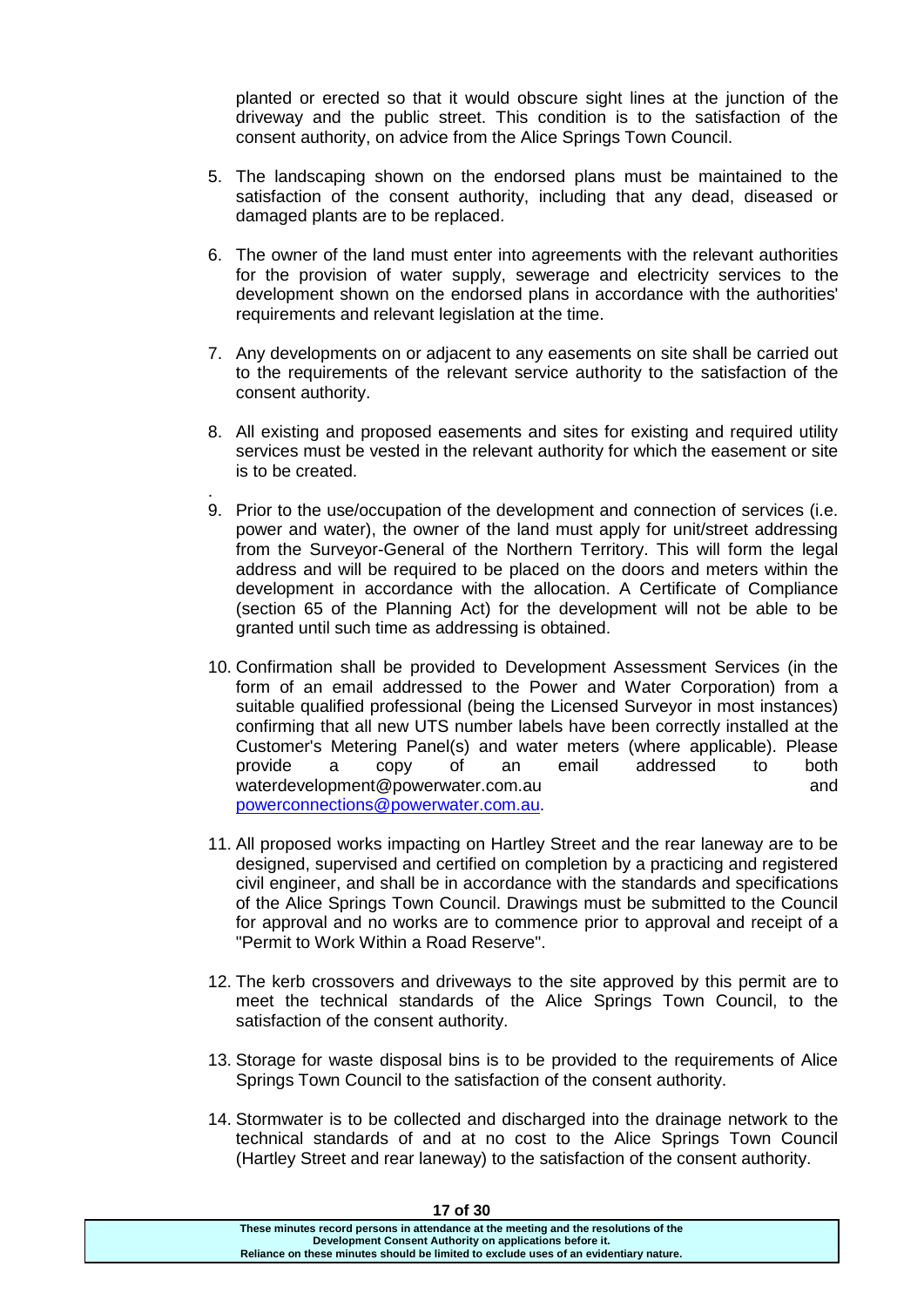planted or erected so that it would obscure sight lines at the junction of the driveway and the public street. This condition is to the satisfaction of the consent authority, on advice from the Alice Springs Town Council.

5. The landscaping shown on the endorsed plans must be maintained to the satisfaction of the consent authority, including that any dead, diseased or damaged plants are to be replaced.

6. The owner of the land must enter into agreements with the relevant authorities for the provision of water supply, sewerage and electricity services to the development shown on the endorsed plans in accordance with the authorities' requirements and relevant legislation at the time.

7. Any developments on or adjacent to any easements on site shall be carried out to the requirements of the relevant service authority to the satisfaction of the consent authority.

8. All existing and proposed easements and sites for existing and required utility services must be vested in the relevant authority for which the easement or site is to be created.

9. Prior to the use/occupation of the development and connection of services (i.e. power and water), the owner of the land must apply for unit/street addressing from the Surveyor-General of the Northern Territory. This will form the legal address and will be required to be placed on the doors and meters within the development in accordance with the allocation. A Certificate of Compliance (section 65 of the Planning Act) for the development will not be able to be granted until such time as addressing is obtained.

10. Confirmation shall be provided to Development Assessment Services (in the form of an email addressed to the Power and Water Corporation) from a suitable qualified professional (being the Licensed Surveyor in most instances) confirming that all new UTS number labels have been correctly installed at the Customer's Metering Panel(s) and water meters (where applicable). Please provide a copy of an email addressed to both waterdevelopment@powerwater.com.au and powerconnections@powerwater.com.au.

11. All proposed works impacting on Hartley Street and the rear laneway are to be designed, supervised and certified on completion by a practicing and registered civil engineer, and shall be in accordance with the standards and specifications of the Alice Springs Town Council. Drawings must be submitted to the Council for approval and no works are to commence prior to approval and receipt of a "Permit to Work Within a Road Reserve".

12. The kerb crossovers and driveways to the site approved by this permit are to meet the technical standards of the Alice Springs Town Council, to the satisfaction of the consent authority.

13. Storage for waste disposal bins is to be provided to the requirements of Alice Springs Town Council to the satisfaction of the consent authority.

14. Stormwater is to be collected and discharged into the drainage network to the technical standards of and at no cost to the Alice Springs Town Council (Hartley Street and rear laneway) to the satisfaction of the consent authority.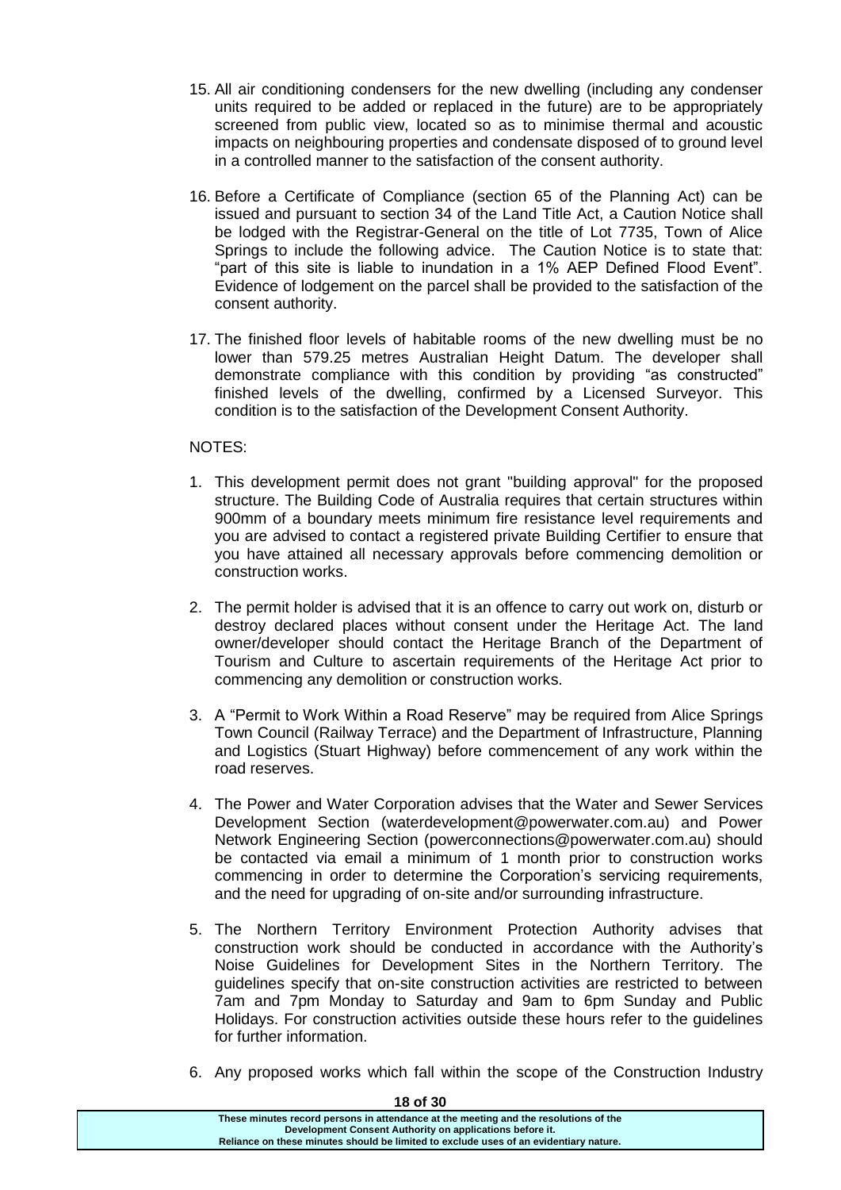15. All air conditioning condensers for the new dwelling (including any condenser units required to be added or replaced in the future) are to be appropriately screened from public view, located so as to minimise thermal and acoustic impacts on neighbouring properties and condensate disposed of to ground level in a controlled manner to the satisfaction of the consent authority.

16. Before a Certificate of Compliance (section 65 of the Planning Act) can be issued and pursuant to section 34 of the Land Title Act, a Caution Notice shall be lodged with the Registrar-General on the title of Lot 7735, Town of Alice Springs to include the following advice. The Caution Notice is to state that: "part of this site is liable to inundation in a 1% AEP Defined Flood Event". Evidence of lodgement on the parcel shall be provided to the satisfaction of the consent authority.

17. The finished floor levels of habitable rooms of the new dwelling must be no lower than 579.25 metres Australian Height Datum. The developer shall demonstrate compliance with this condition by providing "as constructed" finished levels of the dwelling, confirmed by a Licensed Surveyor. This condition is to the satisfaction of the Development Consent Authority.

NOTES:

1. This development permit does not grant "building approval" for the proposed structure. The Building Code of Australia requires that certain structures within 900mm of a boundary meets minimum fire resistance level requirements and you are advised to contact a registered private Building Certifier to ensure that you have attained all necessary approvals before commencing demolition or construction works.

2. The permit holder is advised that it is an offence to carry out work on, disturb or destroy declared places without consent under the Heritage Act. The land owner/developer should contact the Heritage Branch of the Department of Tourism and Culture to ascertain requirements of the Heritage Act prior to commencing any demolition or construction works.

3. A "Permit to Work Within a Road Reserve" may be required from Alice Springs Town Council (Railway Terrace) and the Department of Infrastructure, Planning and Logistics (Stuart Highway) before commencement of any work within the road reserves.

4. The Power and Water Corporation advises that the Water and Sewer Services Development Section (waterdevelopment@powerwater.com.au) and Power Network Engineering Section (powerconnections@powerwater.com.au) should be contacted via email a minimum of 1 month prior to construction works commencing in order to determine the Corporation's servicing requirements, and the need for upgrading of on-site and/or surrounding infrastructure.

5. The Northern Territory Environment Protection Authority advises that construction work should be conducted in accordance with the Authority's Noise Guidelines for Development Sites in the Northern Territory. The guidelines specify that on-site construction activities are restricted to between 7am and 7pm Monday to Saturday and 9am to 6pm Sunday and Public Holidays. For construction activities outside these hours refer to the guidelines for further information.

6. Any proposed works which fall within the scope of the Construction Industry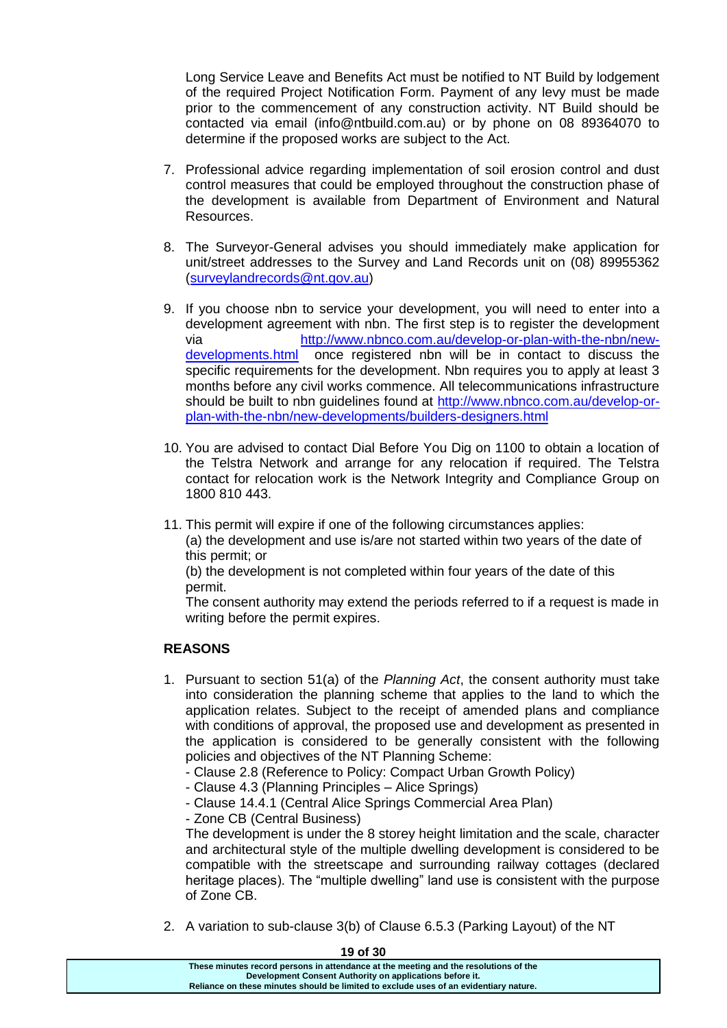Long Service Leave and Benefits Act must be notified to NT Build by lodgement of the required Project Notification Form. Payment of any levy must be made prior to the commencement of any construction activity. NT Build should be contacted via email (info@ntbuild.com.au) or by phone on 08 89364070 to determine if the proposed works are subject to the Act.

7. Professional advice regarding implementation of soil erosion control and dust control measures that could be employed throughout the construction phase of the development is available from Department of Environment and Natural Resources.

8. The Surveyor-General advises you should immediately make application for unit/street addresses to the Survey and Land Records unit on (08) 89955362 (surveylandrecords@nt.gov.au)

9. If you choose nbn to service your development, you will need to enter into a development agreement with nbn. The first step is to register the development via http://www.nbnco.com.au/develop-or-plan-with-the-nbn/new-developments.html once registered nbn will be in contact to discuss the specific requirements for the development. Nbn requires you to apply at least 3 months before any civil works commence. All telecommunications infrastructure should be built to nbn guidelines found at http://www.nbnco.com.au/develop-or-plan-with-the-nbn/new-developments/builders-designers.html

10. You are advised to contact Dial Before You Dig on 1100 to obtain a location of the Telstra Network and arrange for any relocation if required. The Telstra contact for relocation work is the Network Integrity and Compliance Group on 1800 810 443.

11. This permit will expire if one of the following circumstances applies:
    (a) the development and use is/are not started within two years of the date of this permit; or
    (b) the development is not completed within four years of the date of this permit.
    The consent authority may extend the periods referred to if a request is made in writing before the permit expires.

**REASONS**

1. Pursuant to section 51(a) of the *Planning Act*, the consent authority must take into consideration the planning scheme that applies to the land to which the application relates. Subject to the receipt of amended plans and compliance with conditions of approval, the proposed use and development as presented in the application is considered to be generally consistent with the following policies and objectives of the NT Planning Scheme:
   - Clause 2.8 (Reference to Policy: Compact Urban Growth Policy)
   - Clause 4.3 (Planning Principles – Alice Springs)
   - Clause 14.4.1 (Central Alice Springs Commercial Area Plan)
   - Zone CB (Central Business)

   The development is under the 8 storey height limitation and the scale, character and architectural style of the multiple dwelling development is considered to be compatible with the streetscape and surrounding railway cottages (declared heritage places). The "multiple dwelling" land use is consistent with the purpose of Zone CB.

2. A variation to sub-clause 3(b) of Clause 6.5.3 (Parking Layout) of the NT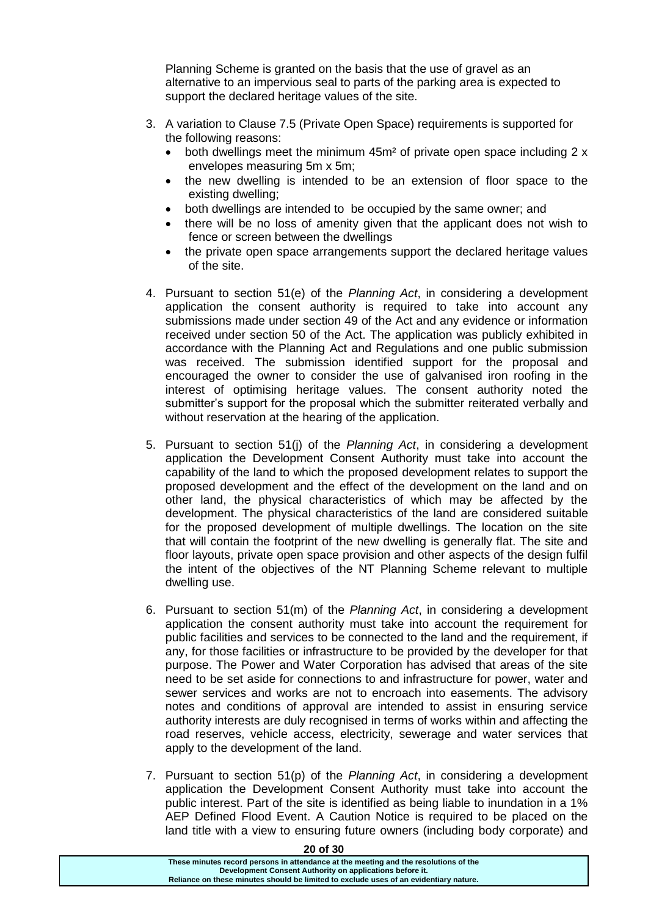Planning Scheme is granted on the basis that the use of gravel as an alternative to an impervious seal to parts of the parking area is expected to support the declared heritage values of the site.

3. A variation to Clause 7.5 (Private Open Space) requirements is supported for the following reasons:
   - both dwellings meet the minimum 45m² of private open space including 2 x envelopes measuring 5m x 5m;
   - the new dwelling is intended to be an extension of floor space to the existing dwelling;
   - both dwellings are intended to be occupied by the same owner; and
   - there will be no loss of amenity given that the applicant does not wish to fence or screen between the dwellings
   - the private open space arrangements support the declared heritage values of the site.

4. Pursuant to section 51(e) of the *Planning Act*, in considering a development application the consent authority is required to take into account any submissions made under section 49 of the Act and any evidence or information received under section 50 of the Act. The application was publicly exhibited in accordance with the Planning Act and Regulations and one public submission was received. The submission identified support for the proposal and encouraged the owner to consider the use of galvanised iron roofing in the interest of optimising heritage values. The consent authority noted the submitter's support for the proposal which the submitter reiterated verbally and without reservation at the hearing of the application.

5. Pursuant to section 51(j) of the *Planning Act*, in considering a development application the Development Consent Authority must take into account the capability of the land to which the proposed development relates to support the proposed development and the effect of the development on the land and on other land, the physical characteristics of which may be affected by the development. The physical characteristics of the land are considered suitable for the proposed development of multiple dwellings. The location on the site that will contain the footprint of the new dwelling is generally flat. The site and floor layouts, private open space provision and other aspects of the design fulfil the intent of the objectives of the NT Planning Scheme relevant to multiple dwelling use.

6. Pursuant to section 51(m) of the *Planning Act*, in considering a development application the consent authority must take into account the requirement for public facilities and services to be connected to the land and the requirement, if any, for those facilities or infrastructure to be provided by the developer for that purpose. The Power and Water Corporation has advised that areas of the site need to be set aside for connections to and infrastructure for power, water and sewer services and works are not to encroach into easements. The advisory notes and conditions of approval are intended to assist in ensuring service authority interests are duly recognised in terms of works within and affecting the road reserves, vehicle access, electricity, sewerage and water services that apply to the development of the land.

7. Pursuant to section 51(p) of the *Planning Act*, in considering a development application the Development Consent Authority must take into account the public interest. Part of the site is identified as being liable to inundation in a 1% AEP Defined Flood Event. A Caution Notice is required to be placed on the land title with a view to ensuring future owners (including body corporate) and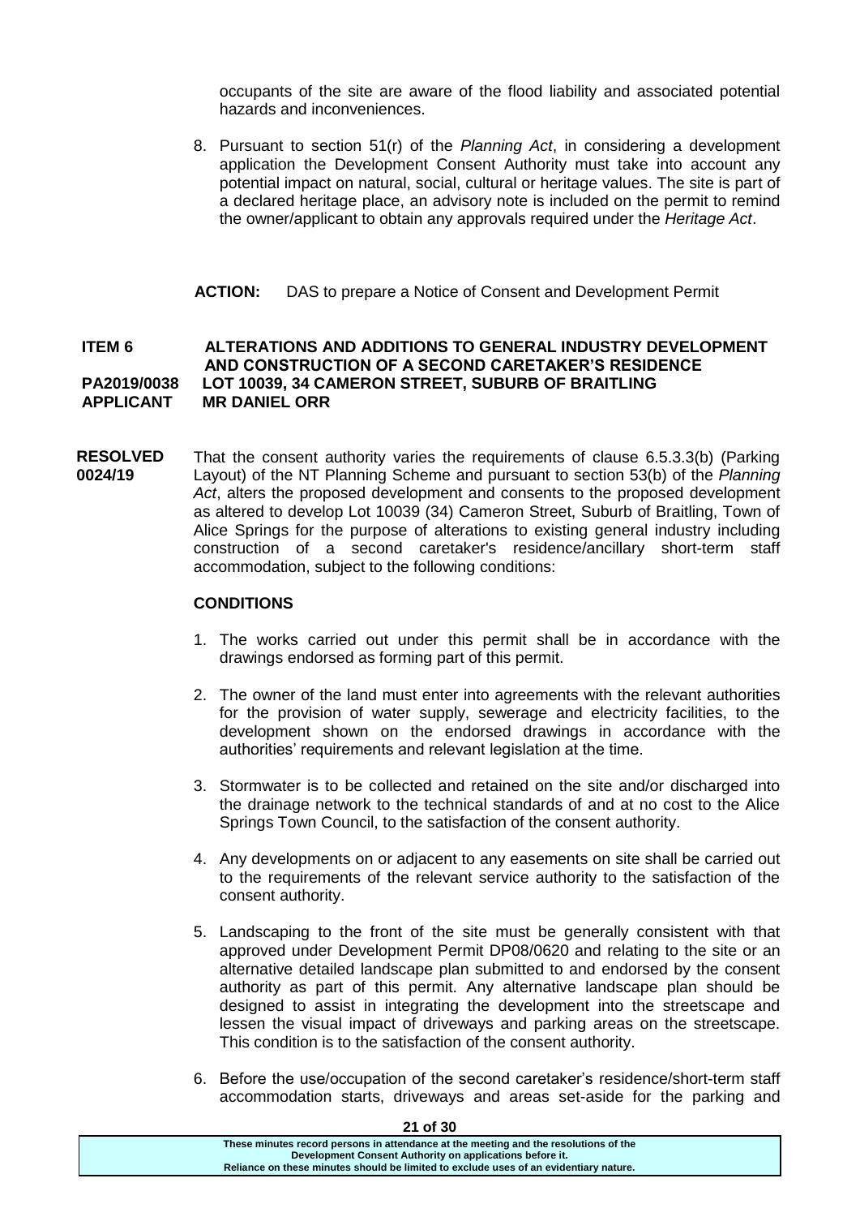occupants of the site are aware of the flood liability and associated potential hazards and inconveniences.

8. Pursuant to section 51(r) of the *Planning Act*, in considering a development application the Development Consent Authority must take into account any potential impact on natural, social, cultural or heritage values. The site is part of a declared heritage place, an advisory note is included on the permit to remind the owner/applicant to obtain any approvals required under the *Heritage Act*.

**ACTION:** DAS to prepare a Notice of Consent and Development Permit

**ITEM 6 ALTERATIONS AND ADDITIONS TO GENERAL INDUSTRY DEVELOPMENT AND CONSTRUCTION OF A SECOND CARETAKER'S RESIDENCE**
**PA2019/0038 LOT 10039, 34 CAMERON STREET, SUBURB OF BRAITLING**
**APPLICANT MR DANIEL ORR**

**RESOLVED 0024/19**

That the consent authority varies the requirements of clause 6.5.3.3(b) (Parking Layout) of the NT Planning Scheme and pursuant to section 53(b) of the *Planning Act*, alters the proposed development and consents to the proposed development as altered to develop Lot 10039 (34) Cameron Street, Suburb of Braitling, Town of Alice Springs for the purpose of alterations to existing general industry including construction of a second caretaker's residence/ancillary short-term staff accommodation, subject to the following conditions:

**CONDITIONS**

1. The works carried out under this permit shall be in accordance with the drawings endorsed as forming part of this permit.

2. The owner of the land must enter into agreements with the relevant authorities for the provision of water supply, sewerage and electricity facilities, to the development shown on the endorsed drawings in accordance with the authorities' requirements and relevant legislation at the time.

3. Stormwater is to be collected and retained on the site and/or discharged into the drainage network to the technical standards of and at no cost to the Alice Springs Town Council, to the satisfaction of the consent authority.

4. Any developments on or adjacent to any easements on site shall be carried out to the requirements of the relevant service authority to the satisfaction of the consent authority.

5. Landscaping to the front of the site must be generally consistent with that approved under Development Permit DP08/0620 and relating to the site or an alternative detailed landscape plan submitted to and endorsed by the consent authority as part of this permit. Any alternative landscape plan should be designed to assist in integrating the development into the streetscape and lessen the visual impact of driveways and parking areas on the streetscape. This condition is to the satisfaction of the consent authority.

6. Before the use/occupation of the second caretaker's residence/short-term staff accommodation starts, driveways and areas set-aside for the parking and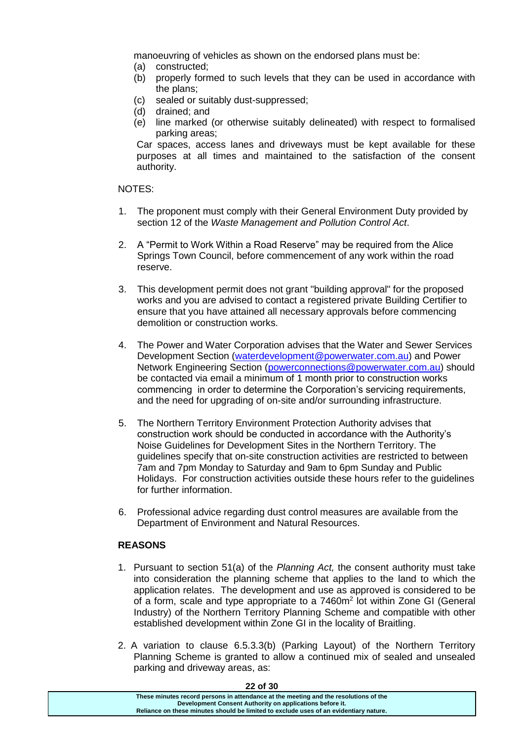manoeuvring of vehicles as shown on the endorsed plans must be:

(a) constructed;
(b) properly formed to such levels that they can be used in accordance with the plans;
(c) sealed or suitably dust-suppressed;
(d) drained; and
(e) line marked (or otherwise suitably delineated) with respect to formalised parking areas;

Car spaces, access lanes and driveways must be kept available for these purposes at all times and maintained to the satisfaction of the consent authority.

NOTES:

1. The proponent must comply with their General Environment Duty provided by section 12 of the *Waste Management and Pollution Control Act*.

2. A "Permit to Work Within a Road Reserve" may be required from the Alice Springs Town Council, before commencement of any work within the road reserve.

3. This development permit does not grant "building approval" for the proposed works and you are advised to contact a registered private Building Certifier to ensure that you have attained all necessary approvals before commencing demolition or construction works.

4. The Power and Water Corporation advises that the Water and Sewer Services Development Section (waterdevelopment@powerwater.com.au) and Power Network Engineering Section (powerconnections@powerwater.com.au) should be contacted via email a minimum of 1 month prior to construction works commencing in order to determine the Corporation's servicing requirements, and the need for upgrading of on-site and/or surrounding infrastructure.

5. The Northern Territory Environment Protection Authority advises that construction work should be conducted in accordance with the Authority's Noise Guidelines for Development Sites in the Northern Territory. The guidelines specify that on-site construction activities are restricted to between 7am and 7pm Monday to Saturday and 9am to 6pm Sunday and Public Holidays. For construction activities outside these hours refer to the guidelines for further information.

6. Professional advice regarding dust control measures are available from the Department of Environment and Natural Resources.

**REASONS**

1. Pursuant to section 51(a) of the *Planning Act,* the consent authority must take into consideration the planning scheme that applies to the land to which the application relates. The development and use as approved is considered to be of a form, scale and type appropriate to a 7460m$^2$ lot within Zone GI (General Industry) of the Northern Territory Planning Scheme and compatible with other established development within Zone GI in the locality of Braitling.

2. A variation to clause 6.5.3.3(b) (Parking Layout) of the Northern Territory Planning Scheme is granted to allow a continued mix of sealed and unsealed parking and driveway areas, as:

These minutes record persons in attendance at the meeting and the resolutions of the Development Consent Authority on applications before it.
Reliance on these minutes should be limited to exclude uses of an evidentiary nature.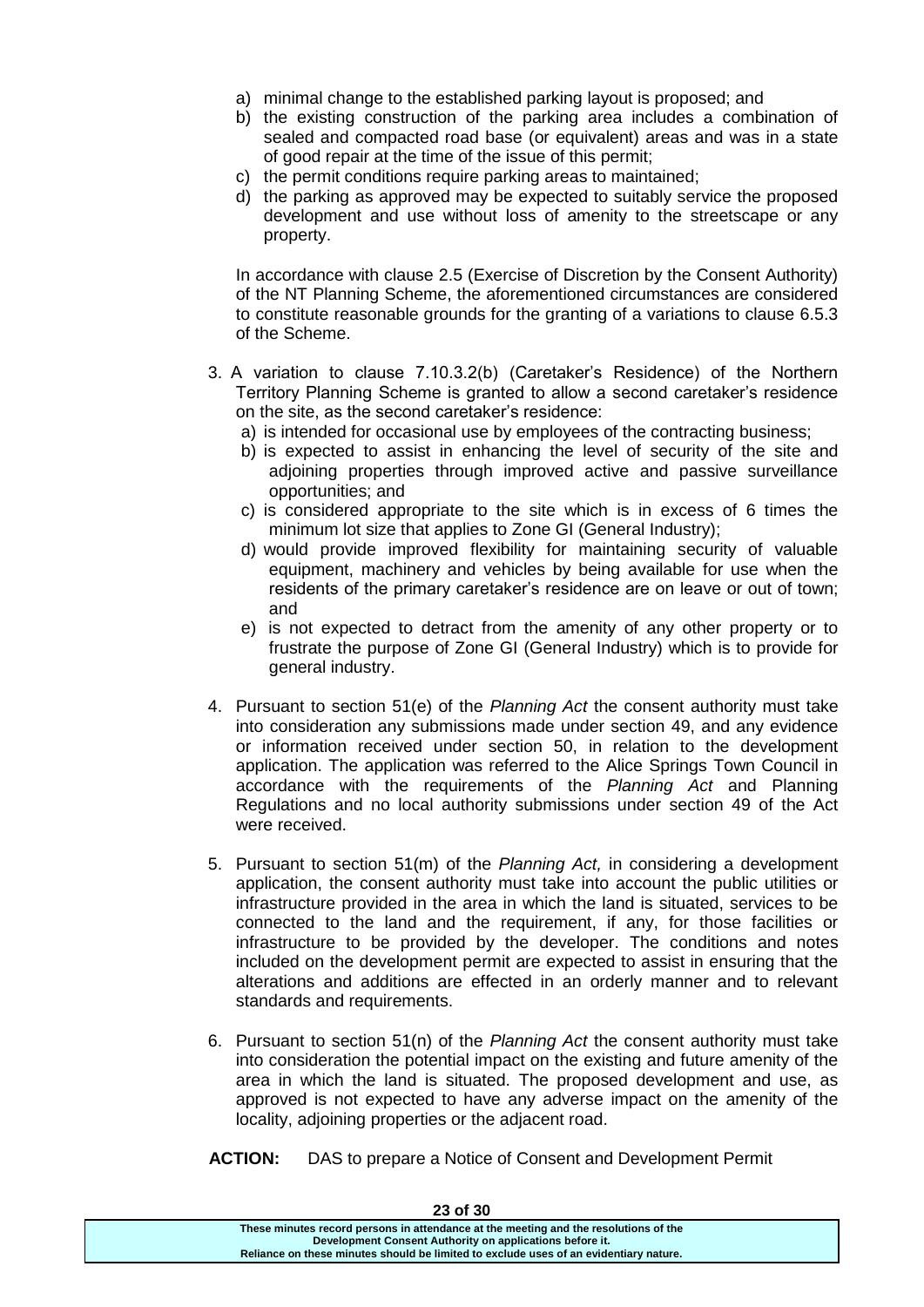a) minimal change to the established parking layout is proposed; and
b) the existing construction of the parking area includes a combination of sealed and compacted road base (or equivalent) areas and was in a state of good repair at the time of the issue of this permit;
c) the permit conditions require parking areas to maintained;
d) the parking as approved may be expected to suitably service the proposed development and use without loss of amenity to the streetscape or any property.

In accordance with clause 2.5 (Exercise of Discretion by the Consent Authority) of the NT Planning Scheme, the aforementioned circumstances are considered to constitute reasonable grounds for the granting of a variations to clause 6.5.3 of the Scheme.

3. A variation to clause 7.10.3.2(b) (Caretaker's Residence) of the Northern Territory Planning Scheme is granted to allow a second caretaker's residence on the site, as the second caretaker's residence:
   a) is intended for occasional use by employees of the contracting business;
   b) is expected to assist in enhancing the level of security of the site and adjoining properties through improved active and passive surveillance opportunities; and
   c) is considered appropriate to the site which is in excess of 6 times the minimum lot size that applies to Zone GI (General Industry);
   d) would provide improved flexibility for maintaining security of valuable equipment, machinery and vehicles by being available for use when the residents of the primary caretaker's residence are on leave or out of town; and
   e) is not expected to detract from the amenity of any other property or to frustrate the purpose of Zone GI (General Industry) which is to provide for general industry.

4. Pursuant to section 51(e) of the *Planning Act* the consent authority must take into consideration any submissions made under section 49, and any evidence or information received under section 50, in relation to the development application. The application was referred to the Alice Springs Town Council in accordance with the requirements of the *Planning Act* and Planning Regulations and no local authority submissions under section 49 of the Act were received.

5. Pursuant to section 51(m) of the *Planning Act,* in considering a development application, the consent authority must take into account the public utilities or infrastructure provided in the area in which the land is situated, services to be connected to the land and the requirement, if any, for those facilities or infrastructure to be provided by the developer. The conditions and notes included on the development permit are expected to assist in ensuring that the alterations and additions are effected in an orderly manner and to relevant standards and requirements.

6. Pursuant to section 51(n) of the *Planning Act* the consent authority must take into consideration the potential impact on the existing and future amenity of the area in which the land is situated. The proposed development and use, as approved is not expected to have any adverse impact on the amenity of the locality, adjoining properties or the adjacent road.

**ACTION:** DAS to prepare a Notice of Consent and Development Permit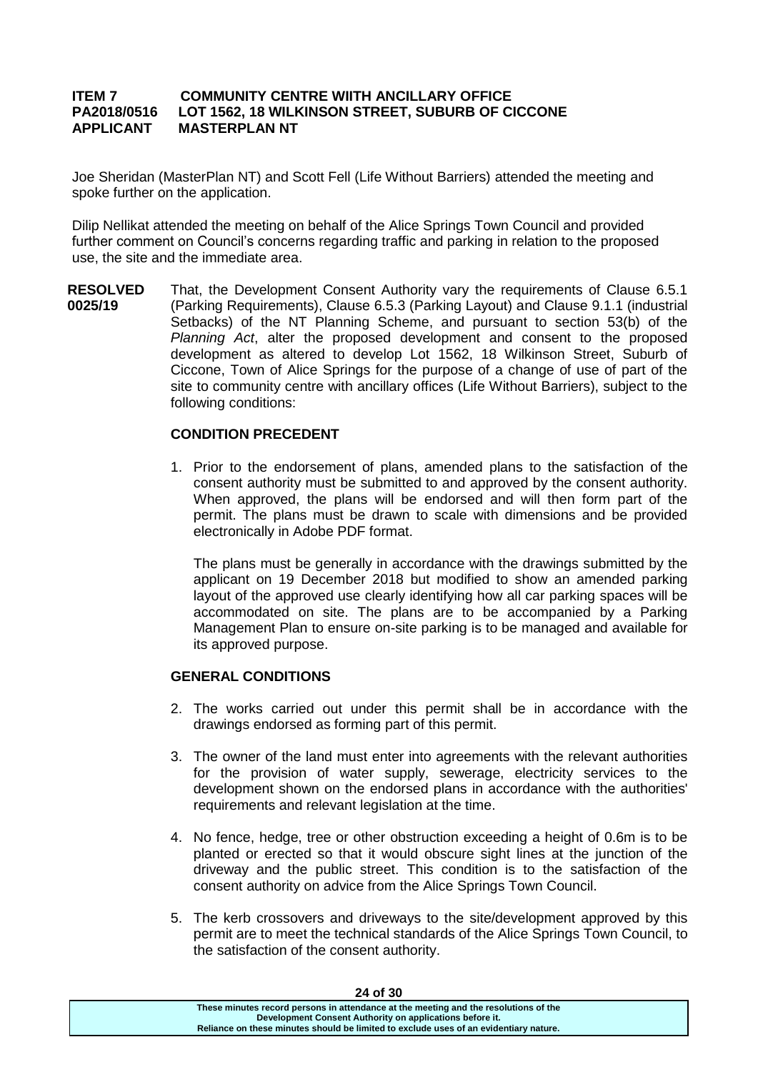**ITEM 7 COMMUNITY CENTRE WIITH ANCILLARY OFFICE**
**PA2018/0516 LOT 1562, 18 WILKINSON STREET, SUBURB OF CICCONE**
**APPLICANT MASTERPLAN NT**

Joe Sheridan (MasterPlan NT) and Scott Fell (Life Without Barriers) attended the meeting and spoke further on the application.

Dilip Nellikat attended the meeting on behalf of the Alice Springs Town Council and provided further comment on Council's concerns regarding traffic and parking in relation to the proposed use, the site and the immediate area.

**RESOLVED 0025/19** That, the Development Consent Authority vary the requirements of Clause 6.5.1 (Parking Requirements), Clause 6.5.3 (Parking Layout) and Clause 9.1.1 (industrial Setbacks) of the NT Planning Scheme, and pursuant to section 53(b) of the *Planning Act*, alter the proposed development and consent to the proposed development as altered to develop Lot 1562, 18 Wilkinson Street, Suburb of Ciccone, Town of Alice Springs for the purpose of a change of use of part of the site to community centre with ancillary offices (Life Without Barriers), subject to the following conditions:

**CONDITION PRECEDENT**

1. Prior to the endorsement of plans, amended plans to the satisfaction of the consent authority must be submitted to and approved by the consent authority. When approved, the plans will be endorsed and will then form part of the permit. The plans must be drawn to scale with dimensions and be provided electronically in Adobe PDF format.

   The plans must be generally in accordance with the drawings submitted by the applicant on 19 December 2018 but modified to show an amended parking layout of the approved use clearly identifying how all car parking spaces will be accommodated on site. The plans are to be accompanied by a Parking Management Plan to ensure on-site parking is to be managed and available for its approved purpose.

**GENERAL CONDITIONS**

2. The works carried out under this permit shall be in accordance with the drawings endorsed as forming part of this permit.

3. The owner of the land must enter into agreements with the relevant authorities for the provision of water supply, sewerage, electricity services to the development shown on the endorsed plans in accordance with the authorities' requirements and relevant legislation at the time.

4. No fence, hedge, tree or other obstruction exceeding a height of 0.6m is to be planted or erected so that it would obscure sight lines at the junction of the driveway and the public street. This condition is to the satisfaction of the consent authority on advice from the Alice Springs Town Council.

5. The kerb crossovers and driveways to the site/development approved by this permit are to meet the technical standards of the Alice Springs Town Council, to the satisfaction of the consent authority.

These minutes record persons in attendance at the meeting and the resolutions of the Development Consent Authority on applications before it. Reliance on these minutes should be limited to exclude uses of an evidentiary nature.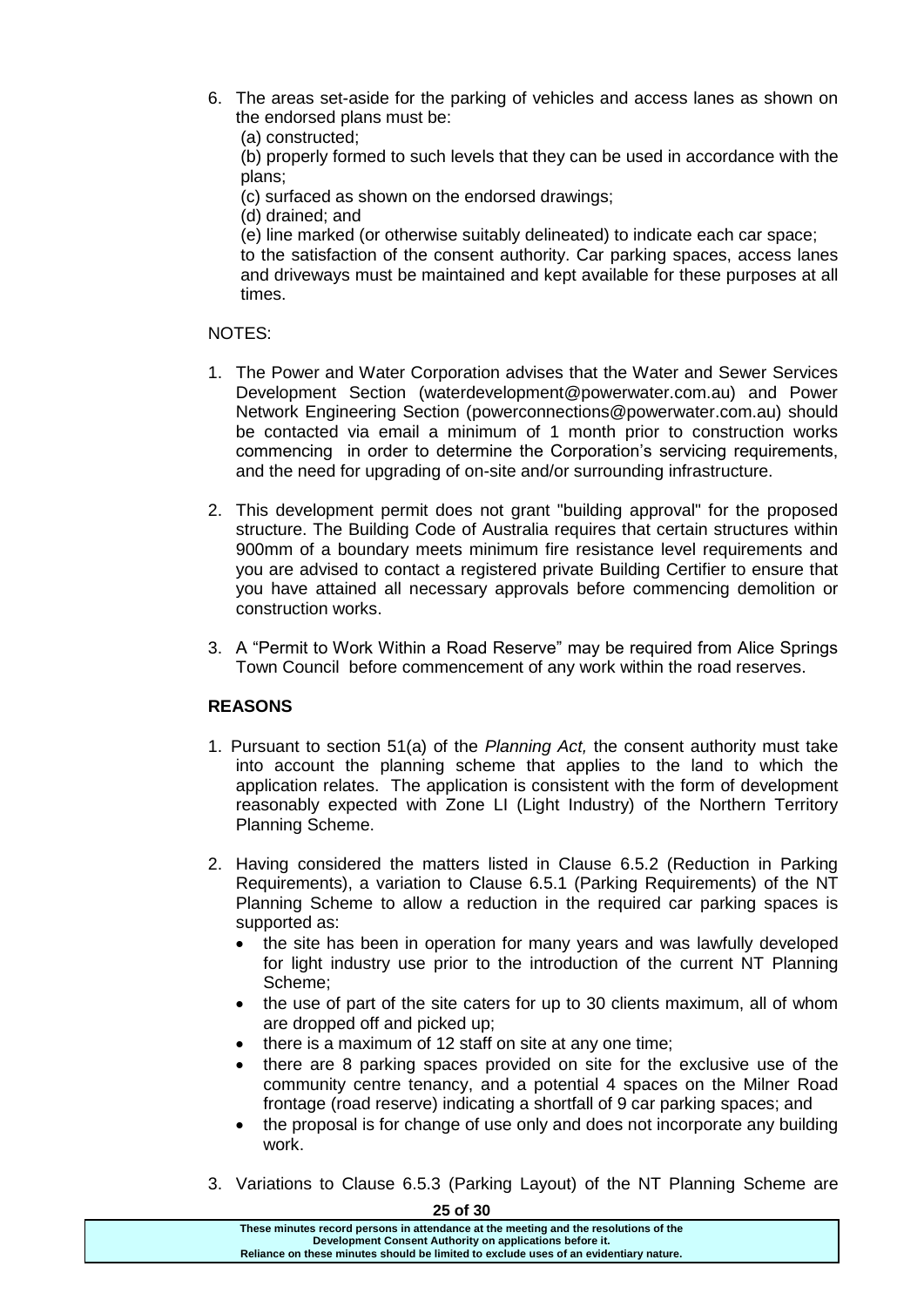6. The areas set-aside for the parking of vehicles and access lanes as shown on the endorsed plans must be:
   (a) constructed;
   (b) properly formed to such levels that they can be used in accordance with the plans;
   (c) surfaced as shown on the endorsed drawings;
   (d) drained; and
   (e) line marked (or otherwise suitably delineated) to indicate each car space;
   to the satisfaction of the consent authority. Car parking spaces, access lanes and driveways must be maintained and kept available for these purposes at all times.

NOTES:

1. The Power and Water Corporation advises that the Water and Sewer Services Development Section (waterdevelopment@powerwater.com.au) and Power Network Engineering Section (powerconnections@powerwater.com.au) should be contacted via email a minimum of 1 month prior to construction works commencing in order to determine the Corporation's servicing requirements, and the need for upgrading of on-site and/or surrounding infrastructure.

2. This development permit does not grant "building approval" for the proposed structure. The Building Code of Australia requires that certain structures within 900mm of a boundary meets minimum fire resistance level requirements and you are advised to contact a registered private Building Certifier to ensure that you have attained all necessary approvals before commencing demolition or construction works.

3. A "Permit to Work Within a Road Reserve" may be required from Alice Springs Town Council before commencement of any work within the road reserves.

**REASONS**

1. Pursuant to section 51(a) of the *Planning Act,* the consent authority must take into account the planning scheme that applies to the land to which the application relates. The application is consistent with the form of development reasonably expected with Zone LI (Light Industry) of the Northern Territory Planning Scheme.

2. Having considered the matters listed in Clause 6.5.2 (Reduction in Parking Requirements), a variation to Clause 6.5.1 (Parking Requirements) of the NT Planning Scheme to allow a reduction in the required car parking spaces is supported as:
   - the site has been in operation for many years and was lawfully developed for light industry use prior to the introduction of the current NT Planning Scheme;
   - the use of part of the site caters for up to 30 clients maximum, all of whom are dropped off and picked up;
   - there is a maximum of 12 staff on site at any one time;
   - there are 8 parking spaces provided on site for the exclusive use of the community centre tenancy, and a potential 4 spaces on the Milner Road frontage (road reserve) indicating a shortfall of 9 car parking spaces; and
   - the proposal is for change of use only and does not incorporate any building work.

3. Variations to Clause 6.5.3 (Parking Layout) of the NT Planning Scheme are

These minutes record persons in attendance at the meeting and the resolutions of the Development Consent Authority on applications before it. Reliance on these minutes should be limited to exclude uses of an evidentiary nature.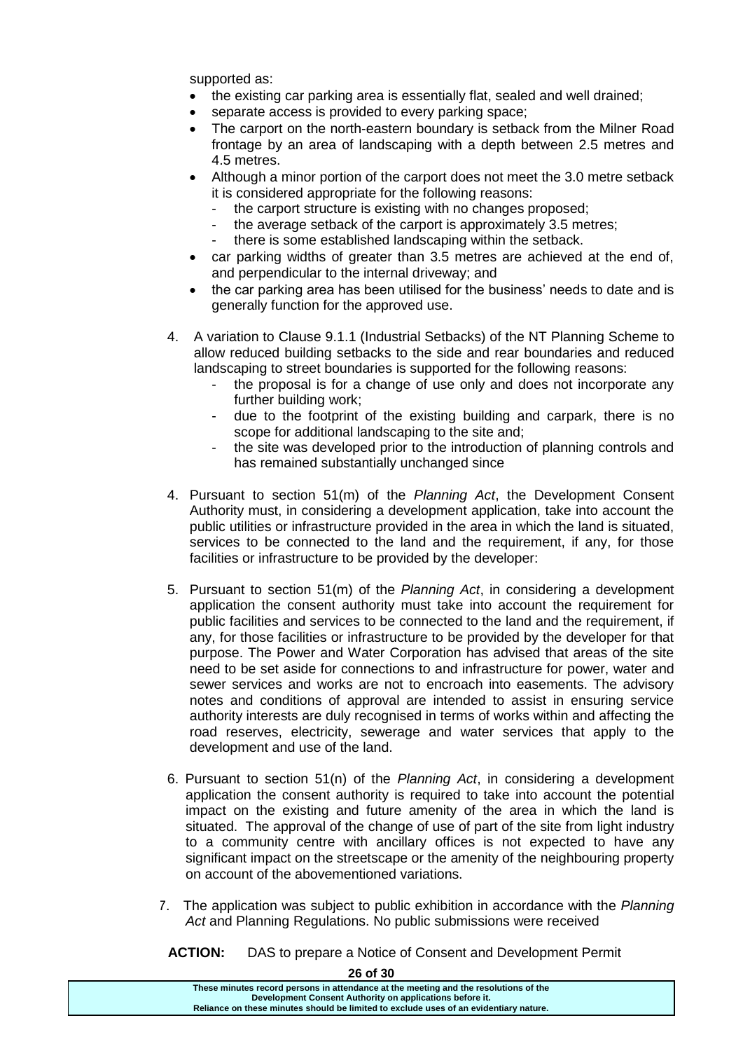supported as:

- the existing car parking area is essentially flat, sealed and well drained;
- separate access is provided to every parking space;
- The carport on the north-eastern boundary is setback from the Milner Road frontage by an area of landscaping with a depth between 2.5 metres and 4.5 metres.
- Although a minor portion of the carport does not meet the 3.0 metre setback it is considered appropriate for the following reasons:
  - the carport structure is existing with no changes proposed;
  - the average setback of the carport is approximately 3.5 metres;
  - there is some established landscaping within the setback.
- car parking widths of greater than 3.5 metres are achieved at the end of, and perpendicular to the internal driveway; and
- the car parking area has been utilised for the business' needs to date and is generally function for the approved use.

4. A variation to Clause 9.1.1 (Industrial Setbacks) of the NT Planning Scheme to allow reduced building setbacks to the side and rear boundaries and reduced landscaping to street boundaries is supported for the following reasons:
   - the proposal is for a change of use only and does not incorporate any further building work;
   - due to the footprint of the existing building and carpark, there is no scope for additional landscaping to the site and;
   - the site was developed prior to the introduction of planning controls and has remained substantially unchanged since

4. Pursuant to section 51(m) of the *Planning Act*, the Development Consent Authority must, in considering a development application, take into account the public utilities or infrastructure provided in the area in which the land is situated, services to be connected to the land and the requirement, if any, for those facilities or infrastructure to be provided by the developer:

5. Pursuant to section 51(m) of the *Planning Act*, in considering a development application the consent authority must take into account the requirement for public facilities and services to be connected to the land and the requirement, if any, for those facilities or infrastructure to be provided by the developer for that purpose. The Power and Water Corporation has advised that areas of the site need to be set aside for connections to and infrastructure for power, water and sewer services and works are not to encroach into easements. The advisory notes and conditions of approval are intended to assist in ensuring service authority interests are duly recognised in terms of works within and affecting the road reserves, electricity, sewerage and water services that apply to the development and use of the land.

6. Pursuant to section 51(n) of the *Planning Act*, in considering a development application the consent authority is required to take into account the potential impact on the existing and future amenity of the area in which the land is situated. The approval of the change of use of part of the site from light industry to a community centre with ancillary offices is not expected to have any significant impact on the streetscape or the amenity of the neighbouring property on account of the abovementioned variations.

7. The application was subject to public exhibition in accordance with the *Planning Act* and Planning Regulations. No public submissions were received

**ACTION:** DAS to prepare a Notice of Consent and Development Permit

These minutes record persons in attendance at the meeting and the resolutions of the Development Consent Authority on applications before it.
Reliance on these minutes should be limited to exclude uses of an evidentiary nature.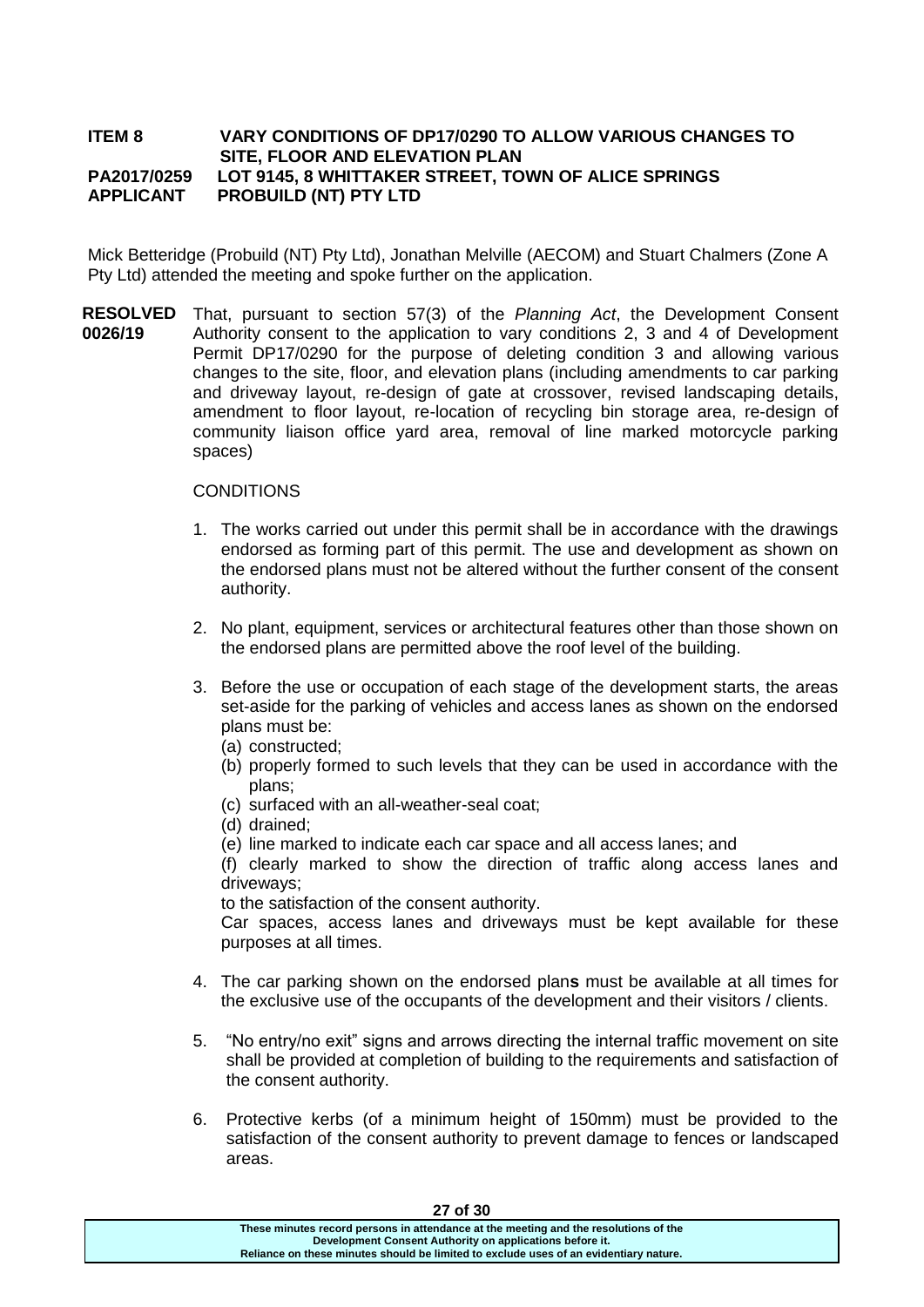**ITEM 8 VARY CONDITIONS OF DP17/0290 TO ALLOW VARIOUS CHANGES TO SITE, FLOOR AND ELEVATION PLAN**
**PA2017/0259 LOT 9145, 8 WHITTAKER STREET, TOWN OF ALICE SPRINGS**
**APPLICANT PROBUILD (NT) PTY LTD**

Mick Betteridge (Probuild (NT) Pty Ltd), Jonathan Melville (AECOM) and Stuart Chalmers (Zone A Pty Ltd) attended the meeting and spoke further on the application.

**RESOLVED 0026/19** That, pursuant to section 57(3) of the *Planning Act*, the Development Consent Authority consent to the application to vary conditions 2, 3 and 4 of Development Permit DP17/0290 for the purpose of deleting condition 3 and allowing various changes to the site, floor, and elevation plans (including amendments to car parking and driveway layout, re-design of gate at crossover, revised landscaping details, amendment to floor layout, re-location of recycling bin storage area, re-design of community liaison office yard area, removal of line marked motorcycle parking spaces)

CONDITIONS

1. The works carried out under this permit shall be in accordance with the drawings endorsed as forming part of this permit. The use and development as shown on the endorsed plans must not be altered without the further consent of the consent authority.

2. No plant, equipment, services or architectural features other than those shown on the endorsed plans are permitted above the roof level of the building.

3. Before the use or occupation of each stage of the development starts, the areas set-aside for the parking of vehicles and access lanes as shown on the endorsed plans must be:
   (a) constructed;
   (b) properly formed to such levels that they can be used in accordance with the plans;
   (c) surfaced with an all-weather-seal coat;
   (d) drained;
   (e) line marked to indicate each car space and all access lanes; and
   (f) clearly marked to show the direction of traffic along access lanes and driveways;

   to the satisfaction of the consent authority.

   Car spaces, access lanes and driveways must be kept available for these purposes at all times.

4. The car parking shown on the endorsed plan**s** must be available at all times for the exclusive use of the occupants of the development and their visitors / clients.

5. "No entry/no exit" signs and arrows directing the internal traffic movement on site shall be provided at completion of building to the requirements and satisfaction of the consent authority.

6. Protective kerbs (of a minimum height of 150mm) must be provided to the satisfaction of the consent authority to prevent damage to fences or landscaped areas.

These minutes record persons in attendance at the meeting and the resolutions of the Development Consent Authority on applications before it.
Reliance on these minutes should be limited to exclude uses of an evidentiary nature.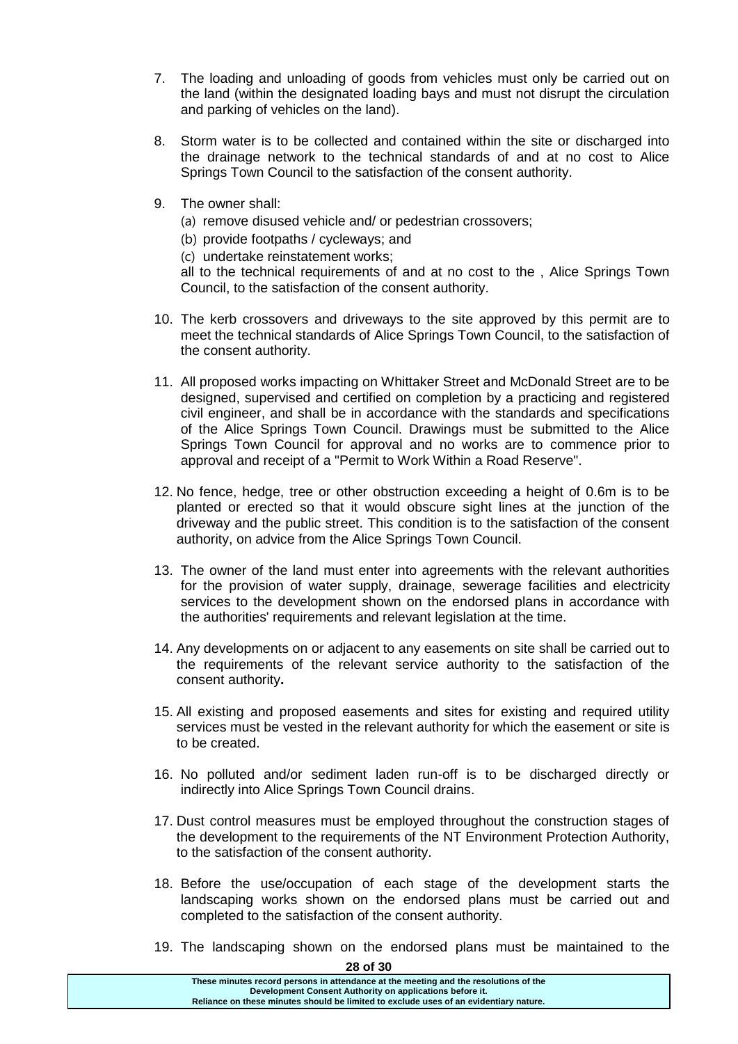7. The loading and unloading of goods from vehicles must only be carried out on the land (within the designated loading bays and must not disrupt the circulation and parking of vehicles on the land).

8. Storm water is to be collected and contained within the site or discharged into the drainage network to the technical standards of and at no cost to Alice Springs Town Council to the satisfaction of the consent authority.

9. The owner shall:
   (a) remove disused vehicle and/ or pedestrian crossovers;
   (b) provide footpaths / cycleways; and
   (c) undertake reinstatement works;

   all to the technical requirements of and at no cost to the , Alice Springs Town Council, to the satisfaction of the consent authority.

10. The kerb crossovers and driveways to the site approved by this permit are to meet the technical standards of Alice Springs Town Council, to the satisfaction of the consent authority.

11. All proposed works impacting on Whittaker Street and McDonald Street are to be designed, supervised and certified on completion by a practicing and registered civil engineer, and shall be in accordance with the standards and specifications of the Alice Springs Town Council. Drawings must be submitted to the Alice Springs Town Council for approval and no works are to commence prior to approval and receipt of a "Permit to Work Within a Road Reserve".

12. No fence, hedge, tree or other obstruction exceeding a height of 0.6m is to be planted or erected so that it would obscure sight lines at the junction of the driveway and the public street. This condition is to the satisfaction of the consent authority, on advice from the Alice Springs Town Council.

13. The owner of the land must enter into agreements with the relevant authorities for the provision of water supply, drainage, sewerage facilities and electricity services to the development shown on the endorsed plans in accordance with the authorities' requirements and relevant legislation at the time.

14. Any developments on or adjacent to any easements on site shall be carried out to the requirements of the relevant service authority to the satisfaction of the consent authority**.**

15. All existing and proposed easements and sites for existing and required utility services must be vested in the relevant authority for which the easement or site is to be created.

16. No polluted and/or sediment laden run-off is to be discharged directly or indirectly into Alice Springs Town Council drains.

17. Dust control measures must be employed throughout the construction stages of the development to the requirements of the NT Environment Protection Authority, to the satisfaction of the consent authority.

18. Before the use/occupation of each stage of the development starts the landscaping works shown on the endorsed plans must be carried out and completed to the satisfaction of the consent authority.

19. The landscaping shown on the endorsed plans must be maintained to the

**These minutes record persons in attendance at the meeting and the resolutions of the Development Consent Authority on applications before it. Reliance on these minutes should be limited to exclude uses of an evidentiary nature.**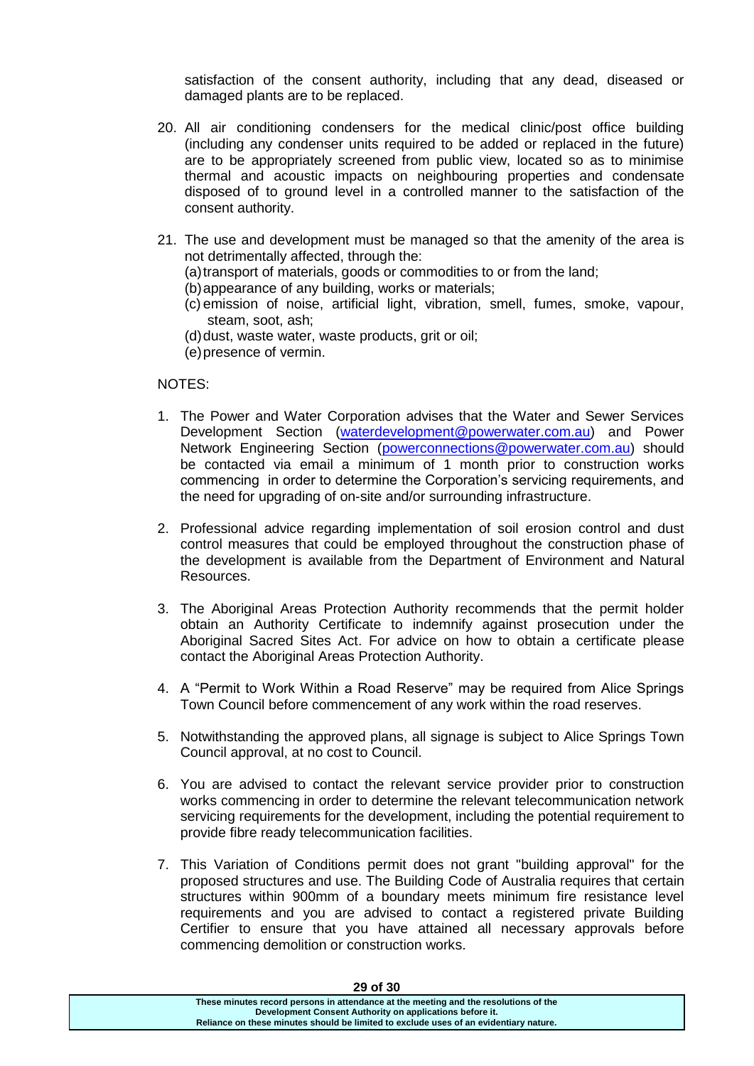satisfaction of the consent authority, including that any dead, diseased or damaged plants are to be replaced.

20. All air conditioning condensers for the medical clinic/post office building (including any condenser units required to be added or replaced in the future) are to be appropriately screened from public view, located so as to minimise thermal and acoustic impacts on neighbouring properties and condensate disposed of to ground level in a controlled manner to the satisfaction of the consent authority.

21. The use and development must be managed so that the amenity of the area is not detrimentally affected, through the:
    (a) transport of materials, goods or commodities to or from the land;
    (b) appearance of any building, works or materials;
    (c) emission of noise, artificial light, vibration, smell, fumes, smoke, vapour, steam, soot, ash;
    (d) dust, waste water, waste products, grit or oil;
    (e) presence of vermin.

NOTES:

1. The Power and Water Corporation advises that the Water and Sewer Services Development Section (waterdevelopment@powerwater.com.au) and Power Network Engineering Section (powerconnections@powerwater.com.au) should be contacted via email a minimum of 1 month prior to construction works commencing in order to determine the Corporation's servicing requirements, and the need for upgrading of on-site and/or surrounding infrastructure.

2. Professional advice regarding implementation of soil erosion control and dust control measures that could be employed throughout the construction phase of the development is available from the Department of Environment and Natural Resources.

3. The Aboriginal Areas Protection Authority recommends that the permit holder obtain an Authority Certificate to indemnify against prosecution under the Aboriginal Sacred Sites Act. For advice on how to obtain a certificate please contact the Aboriginal Areas Protection Authority.

4. A "Permit to Work Within a Road Reserve" may be required from Alice Springs Town Council before commencement of any work within the road reserves.

5. Notwithstanding the approved plans, all signage is subject to Alice Springs Town Council approval, at no cost to Council.

6. You are advised to contact the relevant service provider prior to construction works commencing in order to determine the relevant telecommunication network servicing requirements for the development, including the potential requirement to provide fibre ready telecommunication facilities.

7. This Variation of Conditions permit does not grant "building approval" for the proposed structures and use. The Building Code of Australia requires that certain structures within 900mm of a boundary meets minimum fire resistance level requirements and you are advised to contact a registered private Building Certifier to ensure that you have attained all necessary approvals before commencing demolition or construction works.

**These minutes record persons in attendance at the meeting and the resolutions of the Development Consent Authority on applications before it. Reliance on these minutes should be limited to exclude uses of an evidentiary nature.**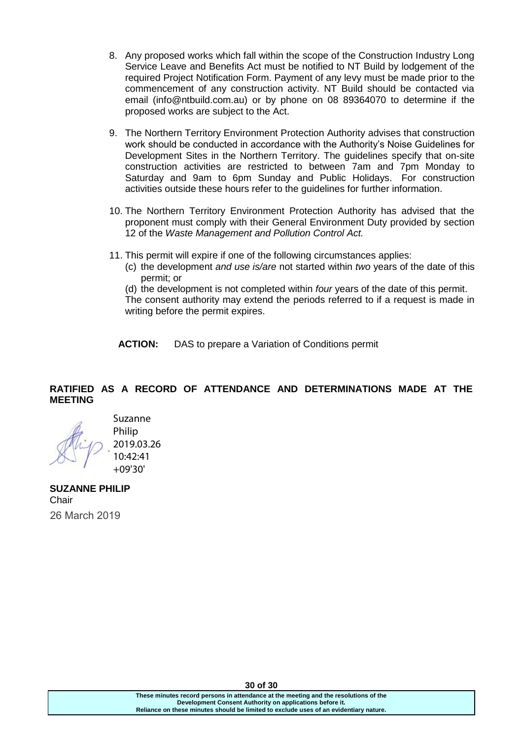8. Any proposed works which fall within the scope of the Construction Industry Long Service Leave and Benefits Act must be notified to NT Build by lodgement of the required Project Notification Form. Payment of any levy must be made prior to the commencement of any construction activity. NT Build should be contacted via email (info@ntbuild.com.au) or by phone on 08 89364070 to determine if the proposed works are subject to the Act.

9. The Northern Territory Environment Protection Authority advises that construction work should be conducted in accordance with the Authority's Noise Guidelines for Development Sites in the Northern Territory. The guidelines specify that on-site construction activities are restricted to between 7am and 7pm Monday to Saturday and 9am to 6pm Sunday and Public Holidays. For construction activities outside these hours refer to the guidelines for further information.

10. The Northern Territory Environment Protection Authority has advised that the proponent must comply with their General Environment Duty provided by section 12 of the *Waste Management and Pollution Control Act.*

11. This permit will expire if one of the following circumstances applies:
    (c) the development *and use is/are* not started within *two* years of the date of this permit; or
    (d) the development is not completed within *four* years of the date of this permit.
    The consent authority may extend the periods referred to if a request is made in writing before the permit expires.

**ACTION:** DAS to prepare a Variation of Conditions permit

**RATIFIED AS A RECORD OF ATTENDANCE AND DETERMINATIONS MADE AT THE MEETING**

Suzanne Philip
2019.03.26
10:42:41
+09'30'

**SUZANNE PHILIP**
Chair
26 March 2019

**These minutes record persons in attendance at the meeting and the resolutions of the Development Consent Authority on applications before it. Reliance on these minutes should be limited to exclude uses of an evidentiary nature.**